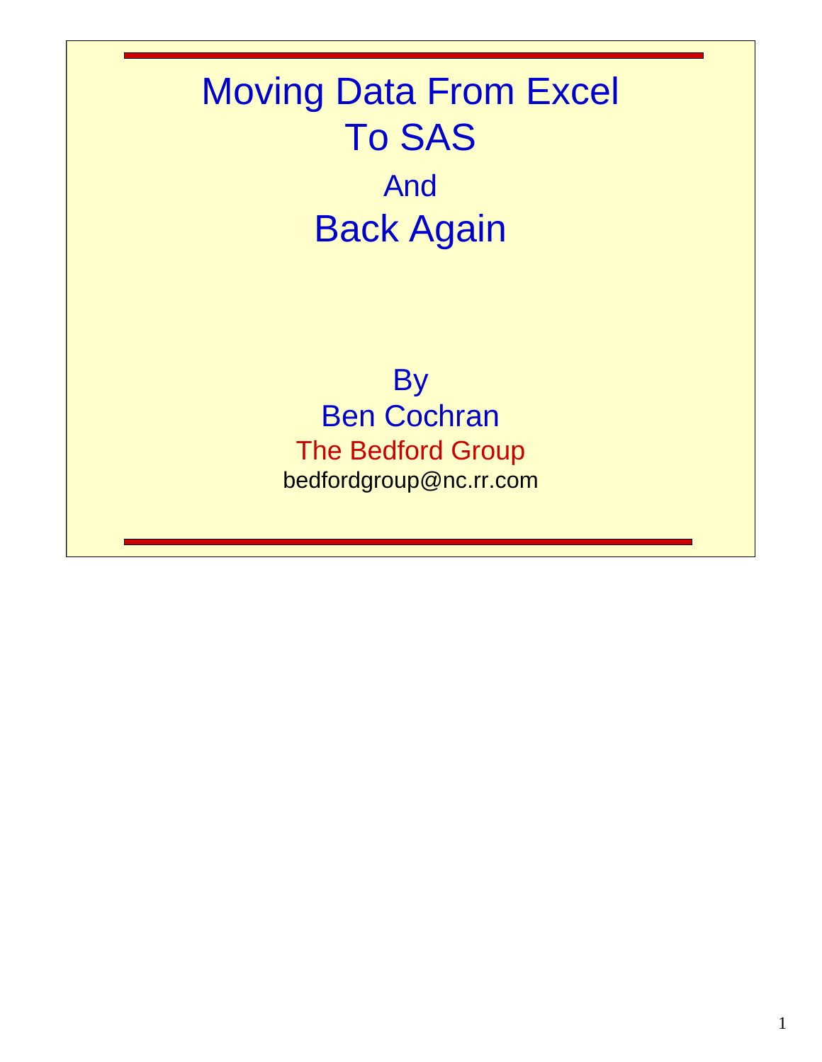# Moving Data From Excel To SAS

## And

# Back Again

By

Ben Cochran

The Bedford Group

bedfordgroup@nc.rr.com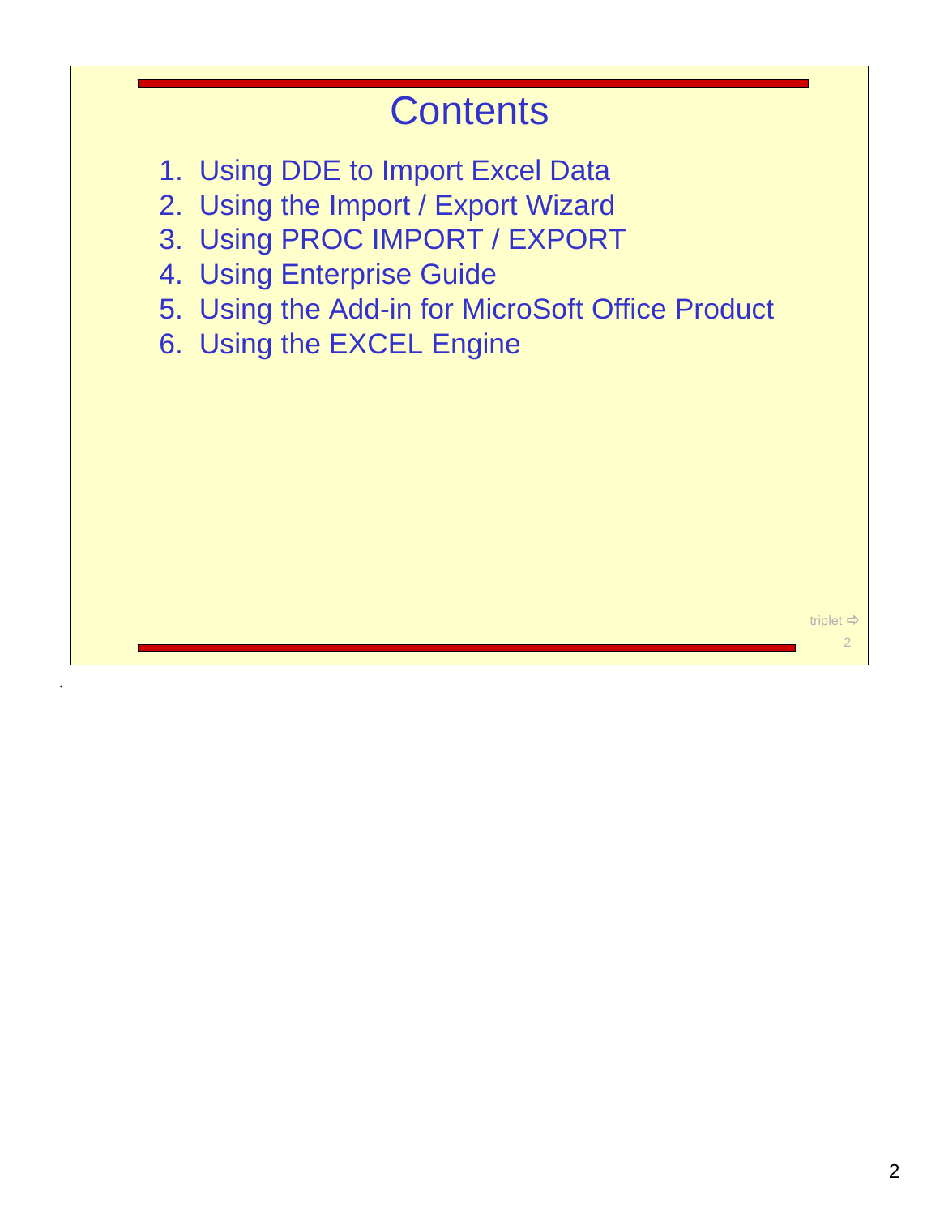# Contents

1. Using DDE to Import Excel Data
2. Using the Import / Export Wizard
3. Using PROC IMPORT / EXPORT
4. Using Enterprise Guide
5. Using the Add-in for MicroSoft Office Product
6. Using the EXCEL Engine

triplet ⇨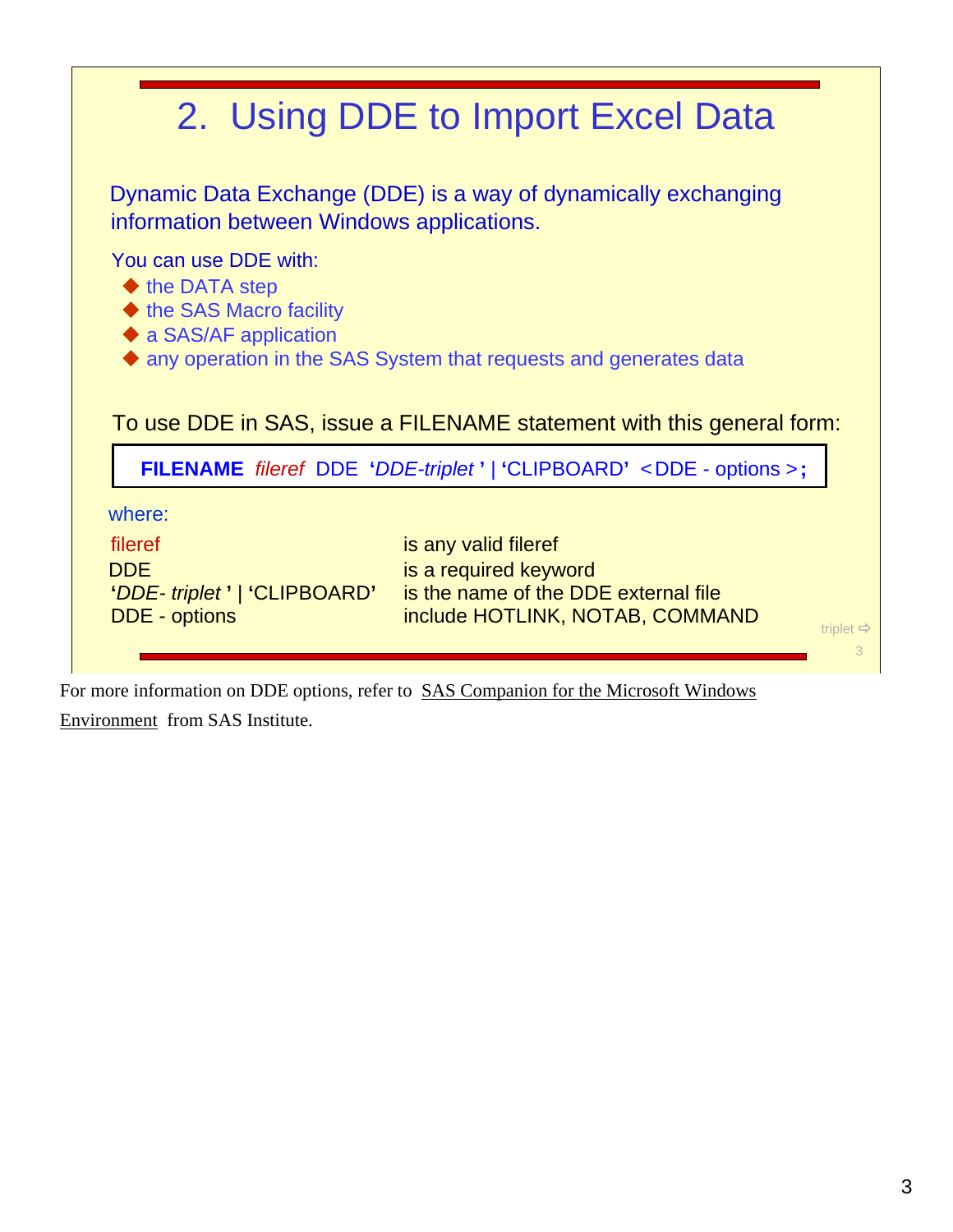# 2. Using DDE to Import Excel Data

Dynamic Data Exchange (DDE) is a way of dynamically exchanging information between Windows applications.

You can use DDE with:

- the DATA step
- the SAS Macro facility
- a SAS/AF application
- any operation in the SAS System that requests and generates data

To use DDE in SAS, issue a FILENAME statement with this general form:

```
FILENAME fileref DDE 'DDE-triplet' | 'CLIPBOARD' <DDE - options >;
```

where:

| | |
|---|---|
| fileref | is any valid fileref |
| DDE | is a required keyword |
| '*DDE- triplet*' \| 'CLIPBOARD' | is the name of the DDE external file |
| DDE - options | include HOTLINK, NOTAB, COMMAND |

triplet ⇨

For more information on DDE options, refer to SAS Companion for the Microsoft Windows Environment from SAS Institute.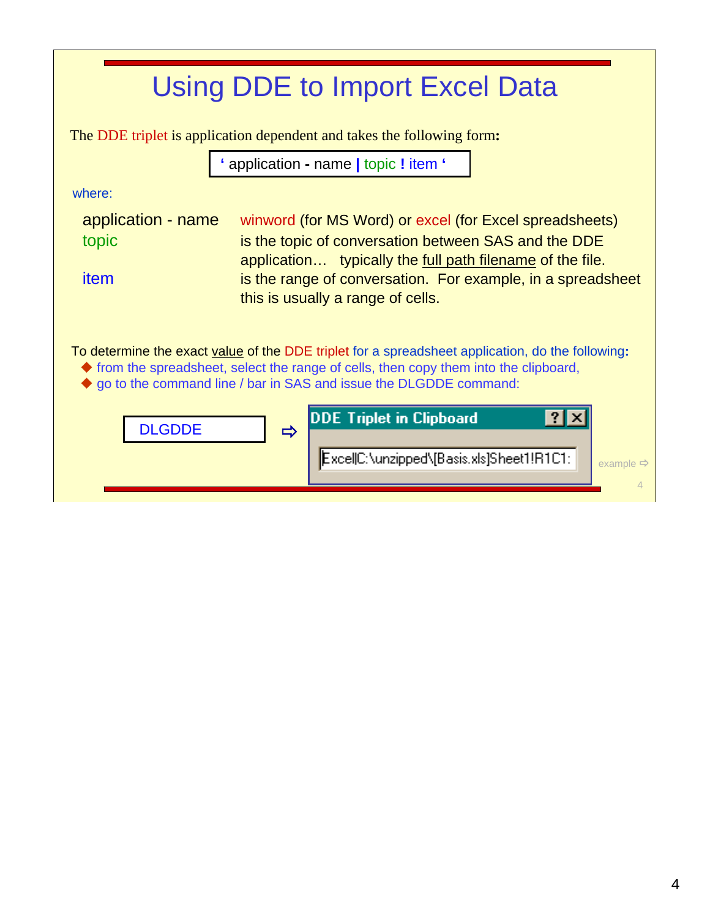# Using DDE to Import Excel Data

The DDE triplet is application dependent and takes the following form:

```
' application - name | topic ! item '
```

where:

| | |
|---|---|
| application - name | winword (for MS Word) or excel (for Excel spreadsheets) |
| topic | is the topic of conversation between SAS and the DDE application… typically the full path filename of the file. |
| item | is the range of conversation. For example, in a spreadsheet this is usually a range of cells. |

To determine the exact value of the DDE triplet for a spreadsheet application, do the following:

- from the spreadsheet, select the range of cells, then copy them into the clipboard,
- go to the command line / bar in SAS and issue the DLGDDE command:

```
DLGDDE
```

⇨ **DDE Triplet in Clipboard**

```
Excel|C:\unzipped\[Basis.xls]Sheet1!R1C1:
```

example ⇨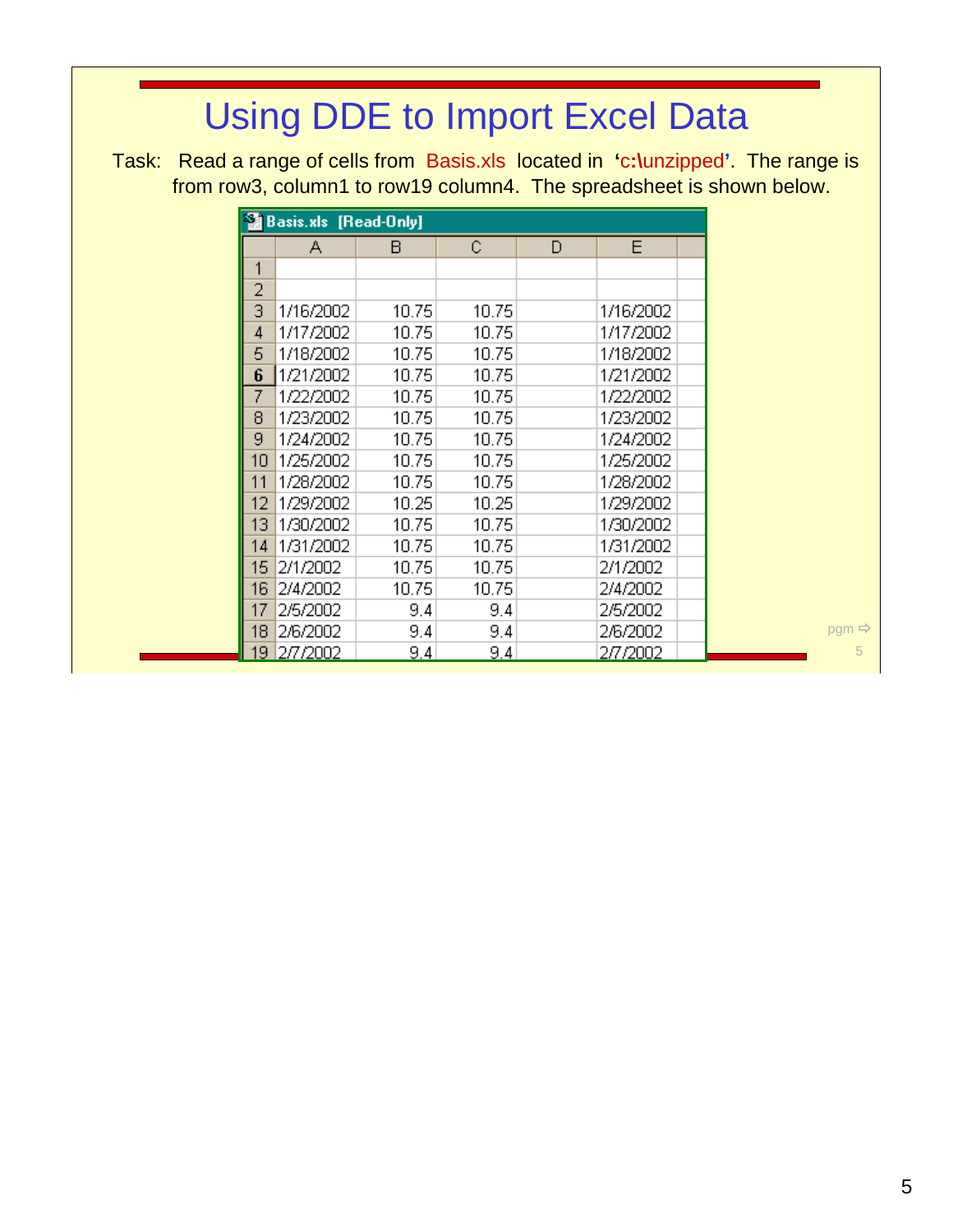# Using DDE to Import Excel Data

Task: Read a range of cells from Basis.xls located in 'c:\unzipped'. The range is from row3, column1 to row19 column4. The spreadsheet is shown below.

**Basis.xls [Read-Only]**

| | A | B | C | D | E |
|---|---|---|---|---|---|
| 1 | | | | | |
| 2 | | | | | |
| 3 | 1/16/2002 | 10.75 | 10.75 | | 1/16/2002 |
| 4 | 1/17/2002 | 10.75 | 10.75 | | 1/17/2002 |
| 5 | 1/18/2002 | 10.75 | 10.75 | | 1/18/2002 |
| 6 | 1/21/2002 | 10.75 | 10.75 | | 1/21/2002 |
| 7 | 1/22/2002 | 10.75 | 10.75 | | 1/22/2002 |
| 8 | 1/23/2002 | 10.75 | 10.75 | | 1/23/2002 |
| 9 | 1/24/2002 | 10.75 | 10.75 | | 1/24/2002 |
| 10 | 1/25/2002 | 10.75 | 10.75 | | 1/25/2002 |
| 11 | 1/28/2002 | 10.75 | 10.75 | | 1/28/2002 |
| 12 | 1/29/2002 | 10.25 | 10.25 | | 1/29/2002 |
| 13 | 1/30/2002 | 10.75 | 10.75 | | 1/30/2002 |
| 14 | 1/31/2002 | 10.75 | 10.75 | | 1/31/2002 |
| 15 | 2/1/2002 | 10.75 | 10.75 | | 2/1/2002 |
| 16 | 2/4/2002 | 10.75 | 10.75 | | 2/4/2002 |
| 17 | 2/5/2002 | 9.4 | 9.4 | | 2/5/2002 |
| 18 | 2/6/2002 | 9.4 | 9.4 | | 2/6/2002 |
| 19 | 2/7/2002 | 9.4 | 9.4 | | 2/7/2002 |

pgm ⇨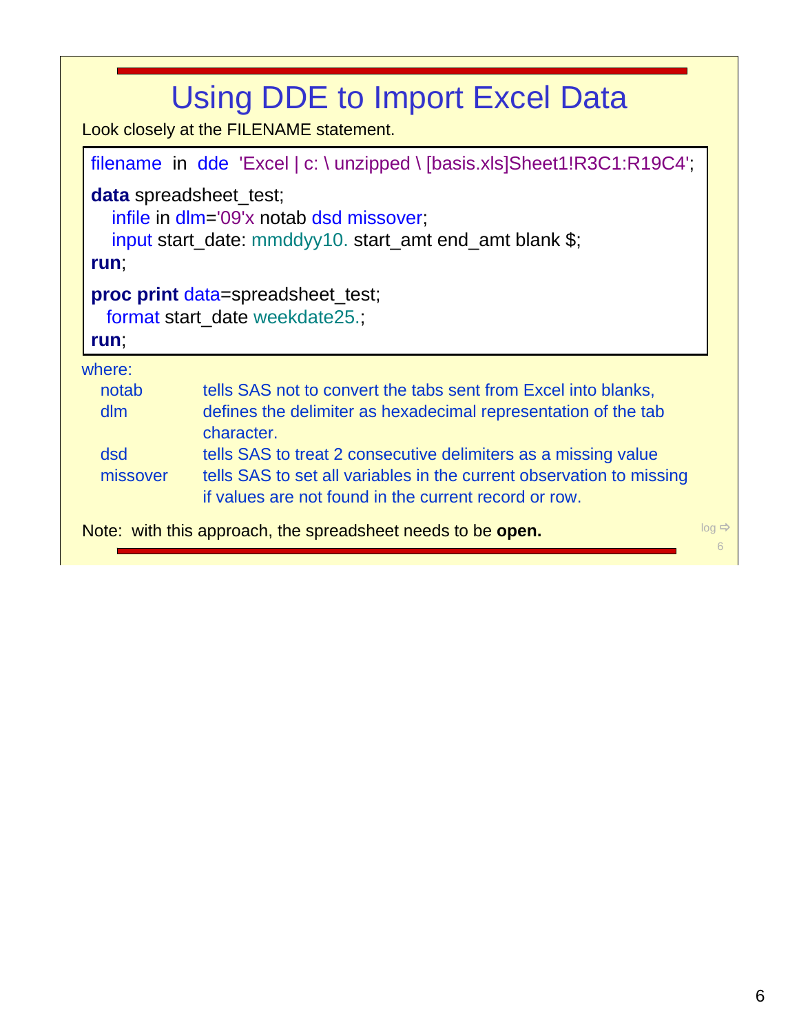# Using DDE to Import Excel Data

Look closely at the FILENAME statement.

```
filename  in  dde  'Excel | c: \ unzipped \ [basis.xls]Sheet1!R3C1:R19C4';

data spreadsheet_test;
   infile in dlm='09'x notab dsd missover;
   input start_date: mmddyy10. start_amt end_amt blank $;
run;

proc print data=spreadsheet_test;
  format start_date weekdate25.;
run;
```

where:

- **notab** tells SAS not to convert the tabs sent from Excel into blanks,
- **dlm** defines the delimiter as hexadecimal representation of the tab character.
- **dsd** tells SAS to treat 2 consecutive delimiters as a missing value
- **missover** tells SAS to set all variables in the current observation to missing if values are not found in the current record or row.

Note: with this approach, the spreadsheet needs to be **open.**

log ⇨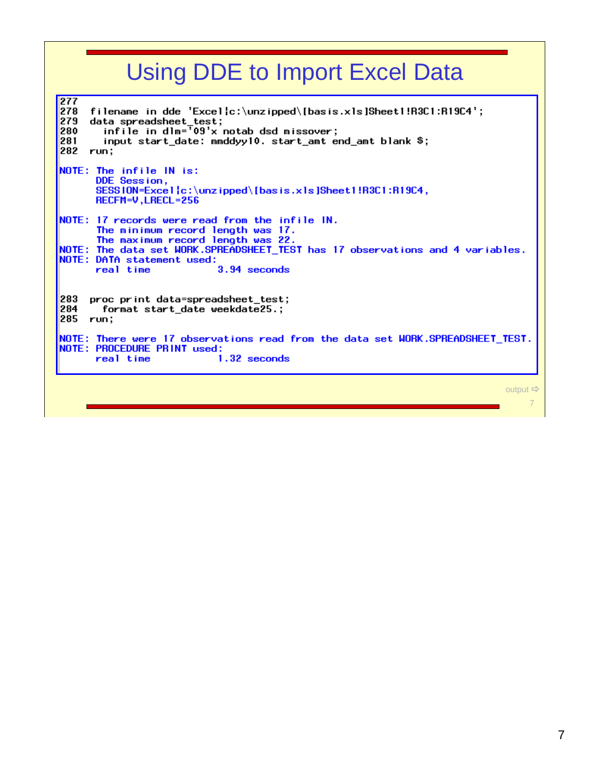# Using DDE to Import Excel Data

```
277
278   filename in dde 'Excel|c:\unzipped\[basis.xls]Sheet1!R3C1:R19C4';
279   data spreadsheet_test;
280     infile in dlm='09'x notab dsd missover;
281     input start_date: mmddyy10. start_amt end_amt blank $;
282   run;

NOTE: The infile IN is:
      DDE Session,
      SESSION=Excel|c:\unzipped\[basis.xls]Sheet1!R3C1:R19C4,
      RECFM=V,LRECL=256

NOTE: 17 records were read from the infile IN.
      The minimum record length was 17.
      The maximum record length was 22.
NOTE: The data set WORK.SPREADSHEET_TEST has 17 observations and 4 variables.
NOTE: DATA statement used:
      real time           3.94 seconds


283   proc print data=spreadsheet_test;
284     format start_date weekdate25.;
285   run;

NOTE: There were 17 observations read from the data set WORK.SPREADSHEET_TEST.
NOTE: PROCEDURE PRINT used:
      real time           1.32 seconds
```

output ⇨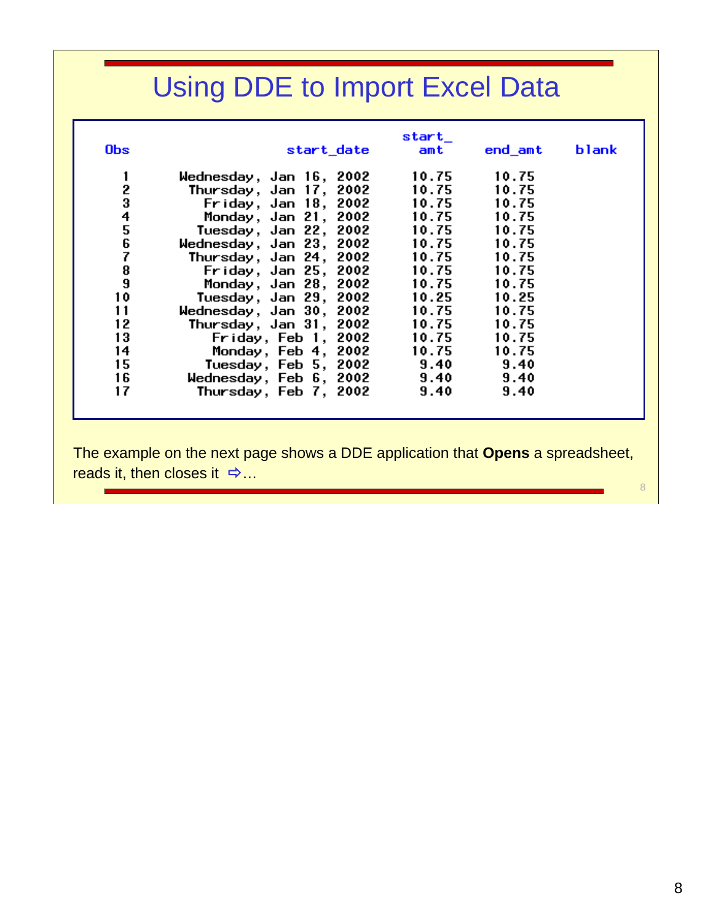# Using DDE to Import Excel Data

| Obs | start_date | start_amt | end_amt | blank |
|---|---|---|---|---|
| 1 | Wednesday, Jan 16, 2002 | 10.75 | 10.75 | |
| 2 | Thursday, Jan 17, 2002 | 10.75 | 10.75 | |
| 3 | Friday, Jan 18, 2002 | 10.75 | 10.75 | |
| 4 | Monday, Jan 21, 2002 | 10.75 | 10.75 | |
| 5 | Tuesday, Jan 22, 2002 | 10.75 | 10.75 | |
| 6 | Wednesday, Jan 23, 2002 | 10.75 | 10.75 | |
| 7 | Thursday, Jan 24, 2002 | 10.75 | 10.75 | |
| 8 | Friday, Jan 25, 2002 | 10.75 | 10.75 | |
| 9 | Monday, Jan 28, 2002 | 10.75 | 10.75 | |
| 10 | Tuesday, Jan 29, 2002 | 10.25 | 10.25 | |
| 11 | Wednesday, Jan 30, 2002 | 10.75 | 10.75 | |
| 12 | Thursday, Jan 31, 2002 | 10.75 | 10.75 | |
| 13 | Friday, Feb 1, 2002 | 10.75 | 10.75 | |
| 14 | Monday, Feb 4, 2002 | 10.75 | 10.75 | |
| 15 | Tuesday, Feb 5, 2002 | 9.40 | 9.40 | |
| 16 | Wednesday, Feb 6, 2002 | 9.40 | 9.40 | |
| 17 | Thursday, Feb 7, 2002 | 9.40 | 9.40 | |

The example on the next page shows a DDE application that **Opens** a spreadsheet, reads it, then closes it ⇨…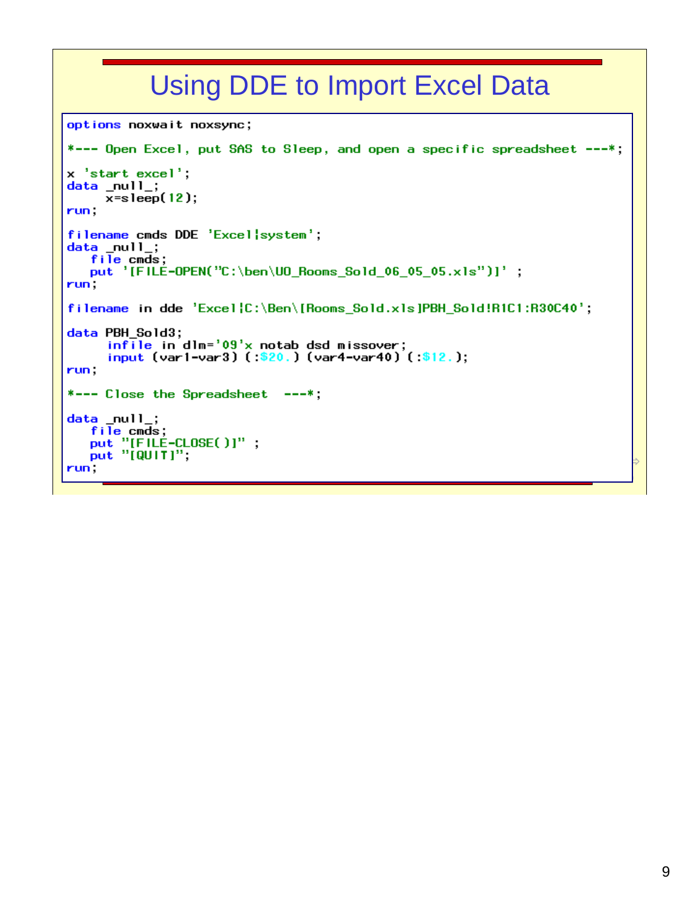# Using DDE to Import Excel Data

```
options noxwait noxsync;

*--- Open Excel, put SAS to Sleep, and open a specific spreadsheet ---*;

x 'start excel';
data _null_;
     x=sleep(12);
run;

filename cmds DDE 'Excel|system';
data _null_;
   file cmds;
   put '[FILE-OPEN("C:\ben\UO_Rooms_Sold_06_05_05.xls")]' ;
run;

filename in dde 'Excel|C:\Ben\[Rooms_Sold.xls]PBH_Sold!R1C1:R30C40';

data PBH_Sold3;
     infile in dlm='09'x notab dsd missover;
     input (var1-var3) (:$20.) (var4-var40) (:$12.);
run;

*--- Close the Spreadsheet  ---*;

data _null_;
   file cmds;
   put "[FILE-CLOSE()]" ;
   put "[QUIT]";
run;
```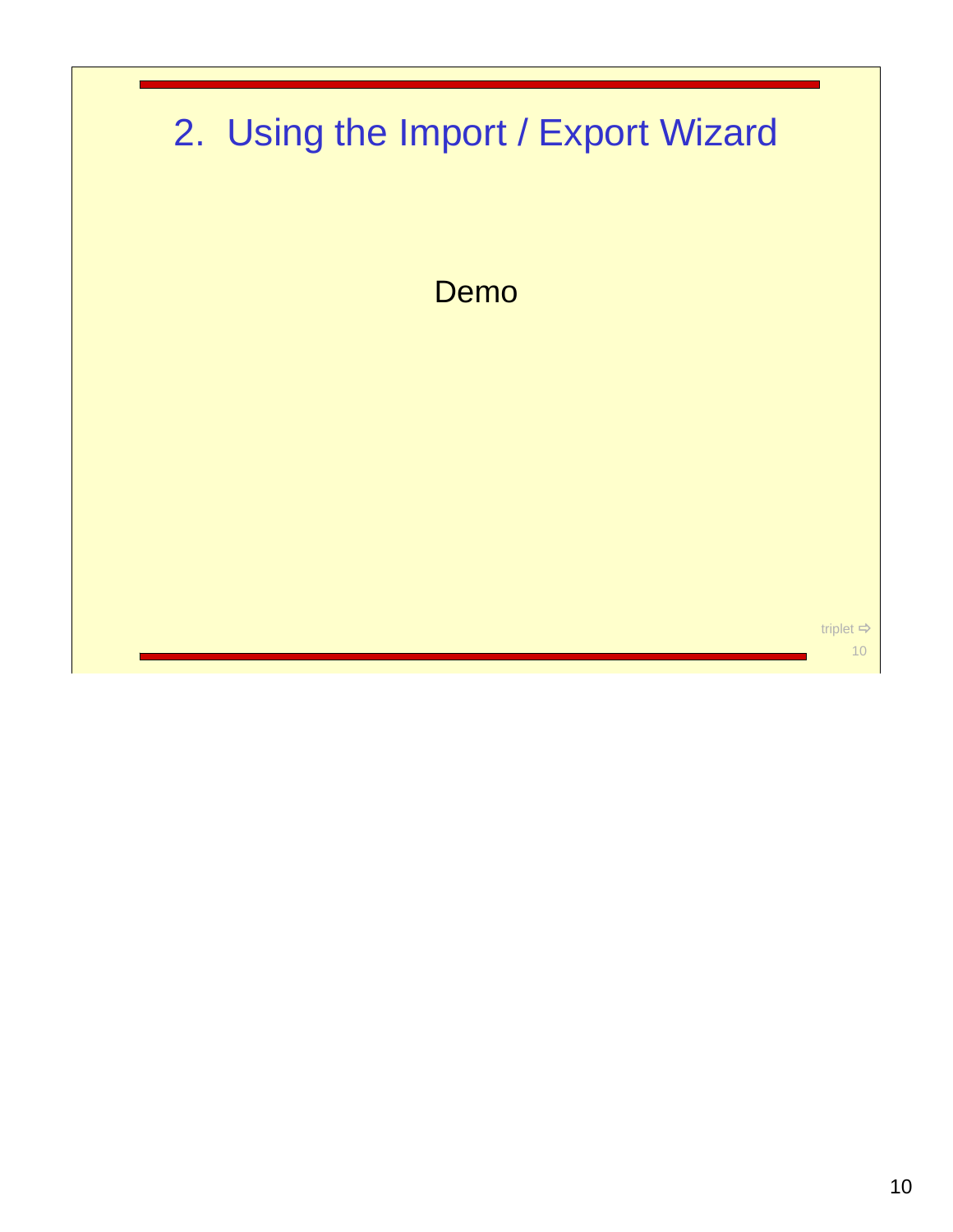# 2. Using the Import / Export Wizard

Demo

triplet ⇨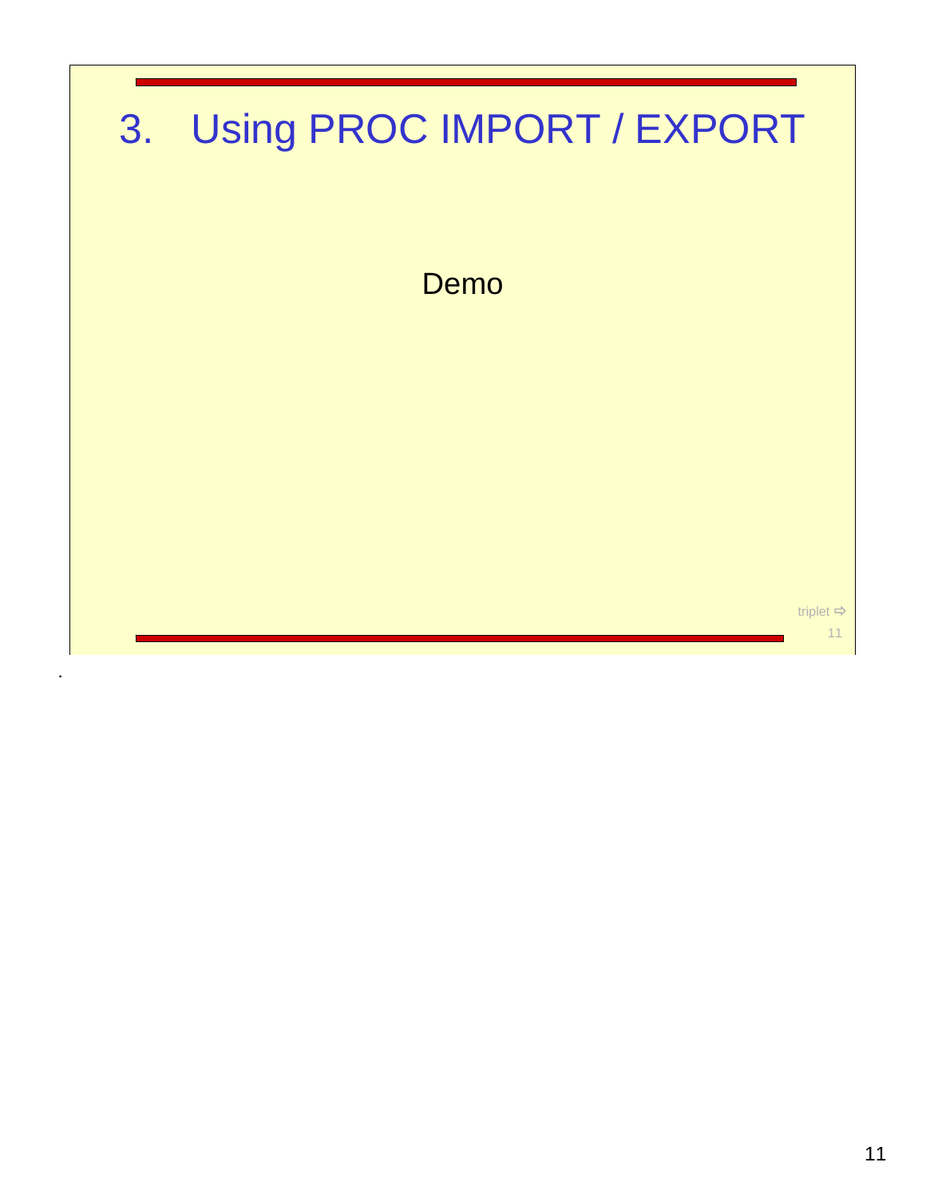# 3. Using PROC IMPORT / EXPORT

Demo

triplet ⇨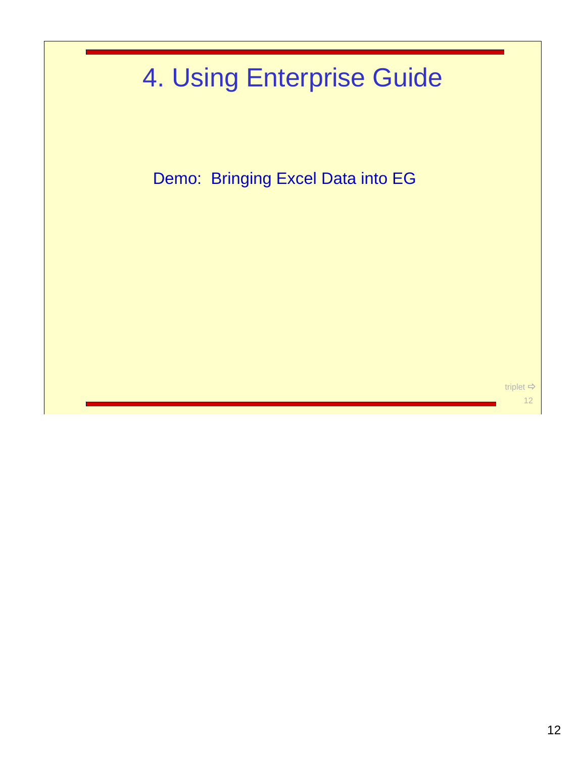# 4. Using Enterprise Guide

Demo: Bringing Excel Data into EG

triplet ⇨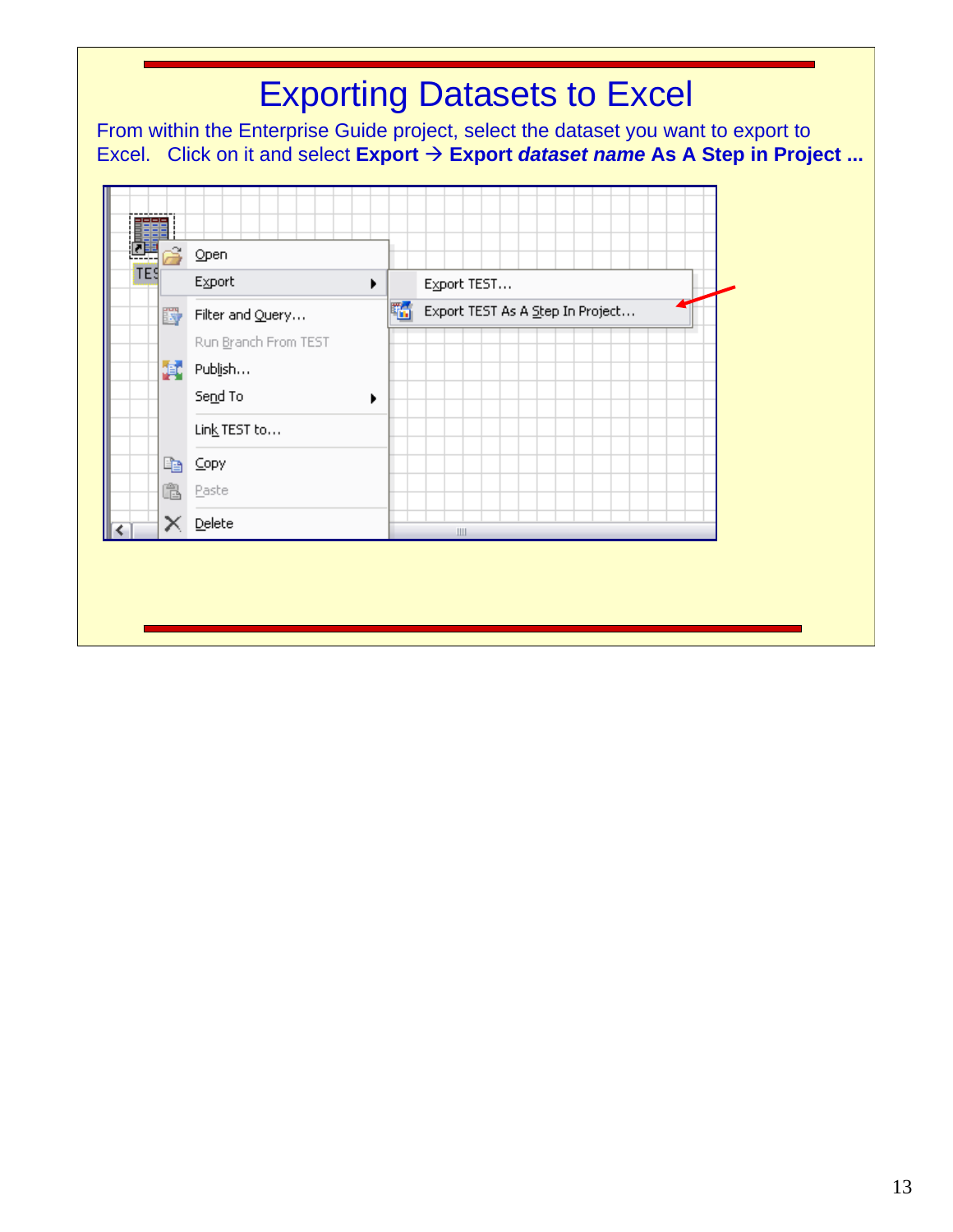# Exporting Datasets to Excel

From within the Enterprise Guide project, select the dataset you want to export to Excel. Click on it and select **Export → Export *dataset name* As A Step in Project ...**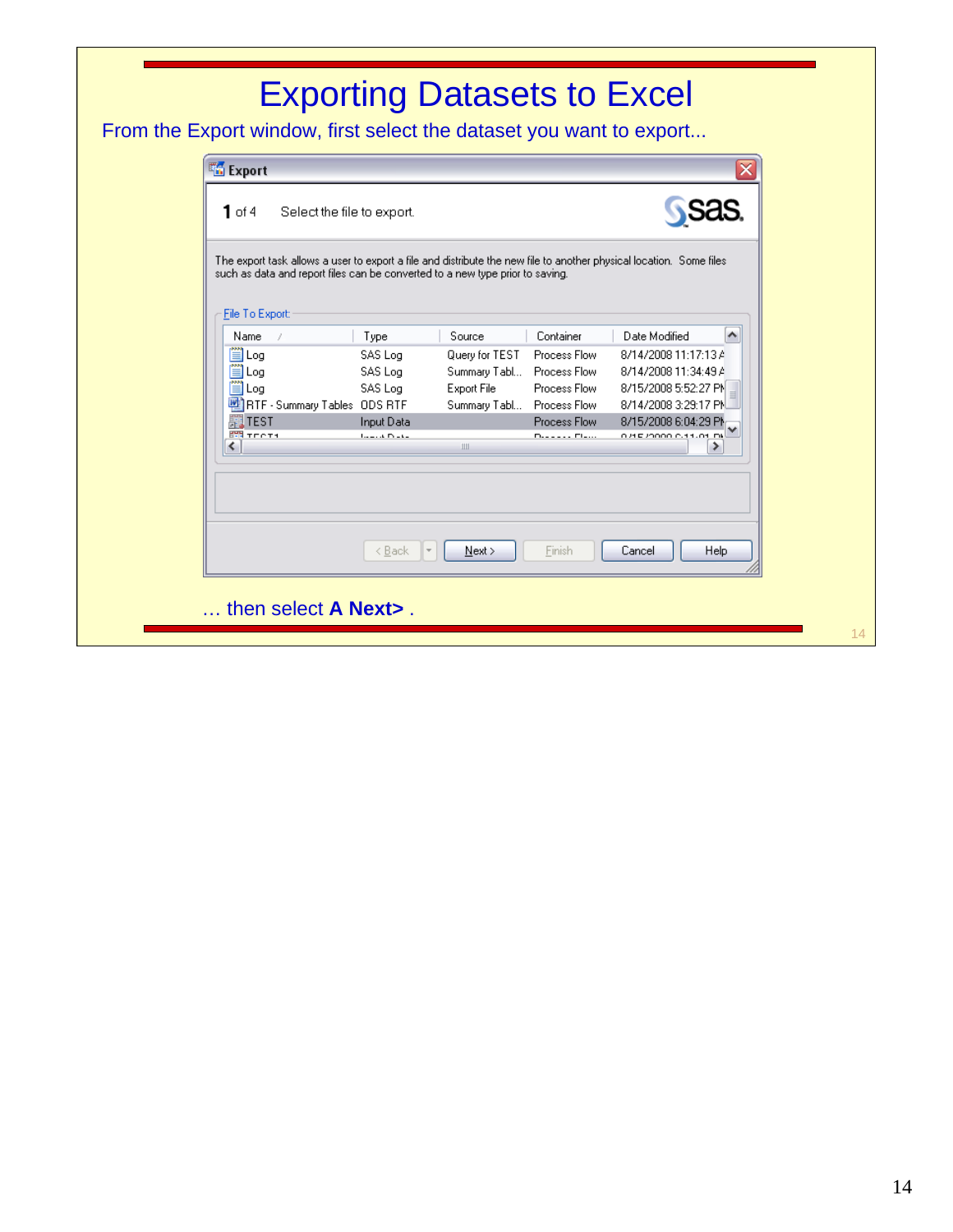# Exporting Datasets to Excel

From the Export window, first select the dataset you want to export...

**Export**

**1** of 4 Select the file to export.

The export task allows a user to export a file and distribute the new file to another physical location. Some files such as data and report files can be converted to a new type prior to saving.

File To Export:

| Name | Type | Source | Container | Date Modified |
|---|---|---|---|---|
| Log | SAS Log | Query for TEST | Process Flow | 8/14/2008 11:17:13 A |
| Log | SAS Log | Summary Tabl... | Process Flow | 8/14/2008 11:34:49 A |
| Log | SAS Log | Export File | Process Flow | 8/15/2008 5:52:27 PM |
| RTF - Summary Tables | ODS RTF | Summary Tabl... | Process Flow | 8/14/2008 3:29:17 PM |
| TEST | Input Data | | Process Flow | 8/15/2008 6:04:29 PM |

< Back | Next > | Finish | Cancel | Help

… then select **A Next>** .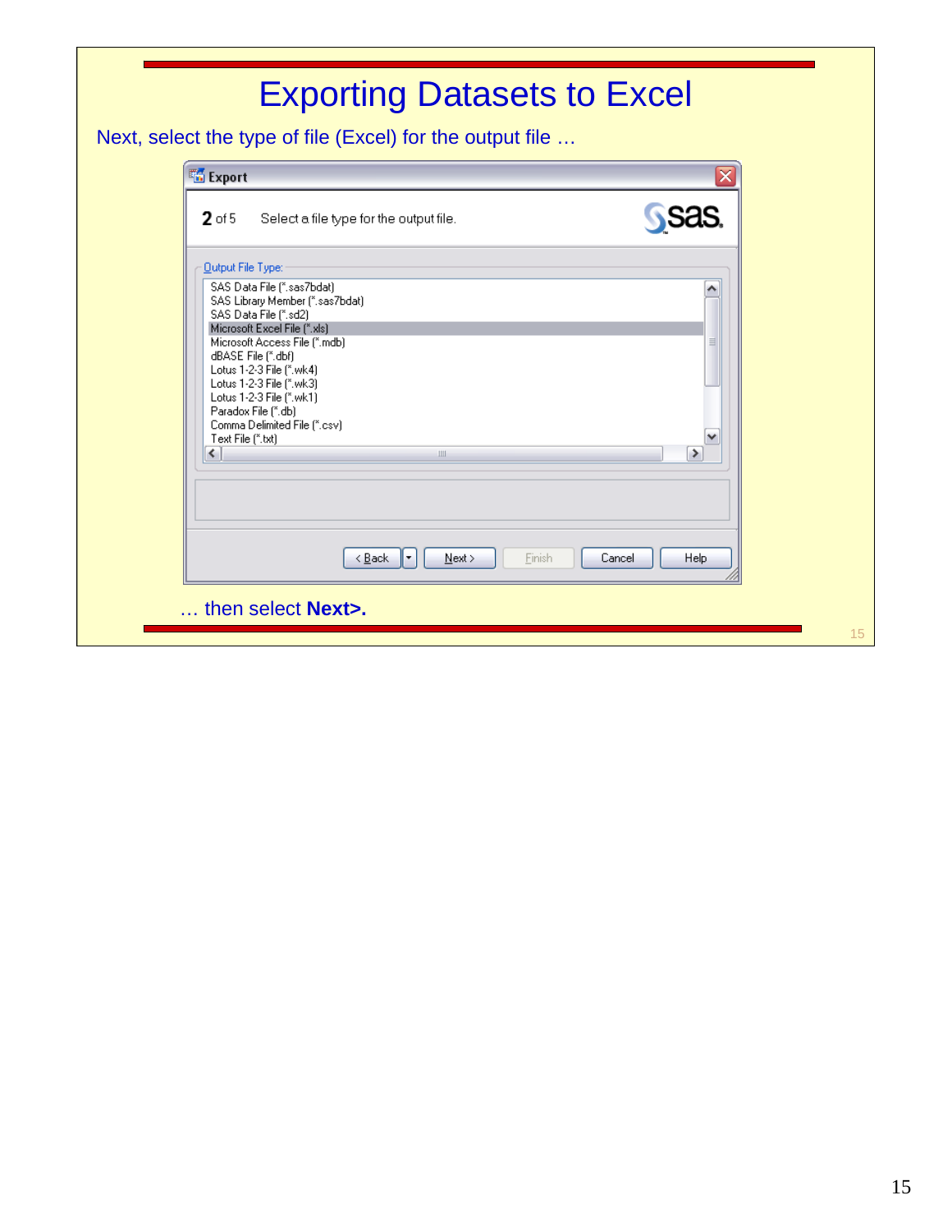# Exporting Datasets to Excel

Next, select the type of file (Excel) for the output file …

**Export**

**2** of 5    Select a file type for the output file.

Output File Type:

- SAS Data File (*.sas7bdat)
- SAS Library Member (*.sas7bdat)
- SAS Data File (*.sd2)
- Microsoft Excel File (*.xls)
- Microsoft Access File (*.mdb)
- dBASE File (*.dbf)
- Lotus 1-2-3 File (*.wk4)
- Lotus 1-2-3 File (*.wk3)
- Lotus 1-2-3 File (*.wk1)
- Paradox File (*.db)
- Comma Delimited File (*.csv)
- Text File (*.txt)

< Back | Next > | Finish | Cancel | Help

… then select **Next>.**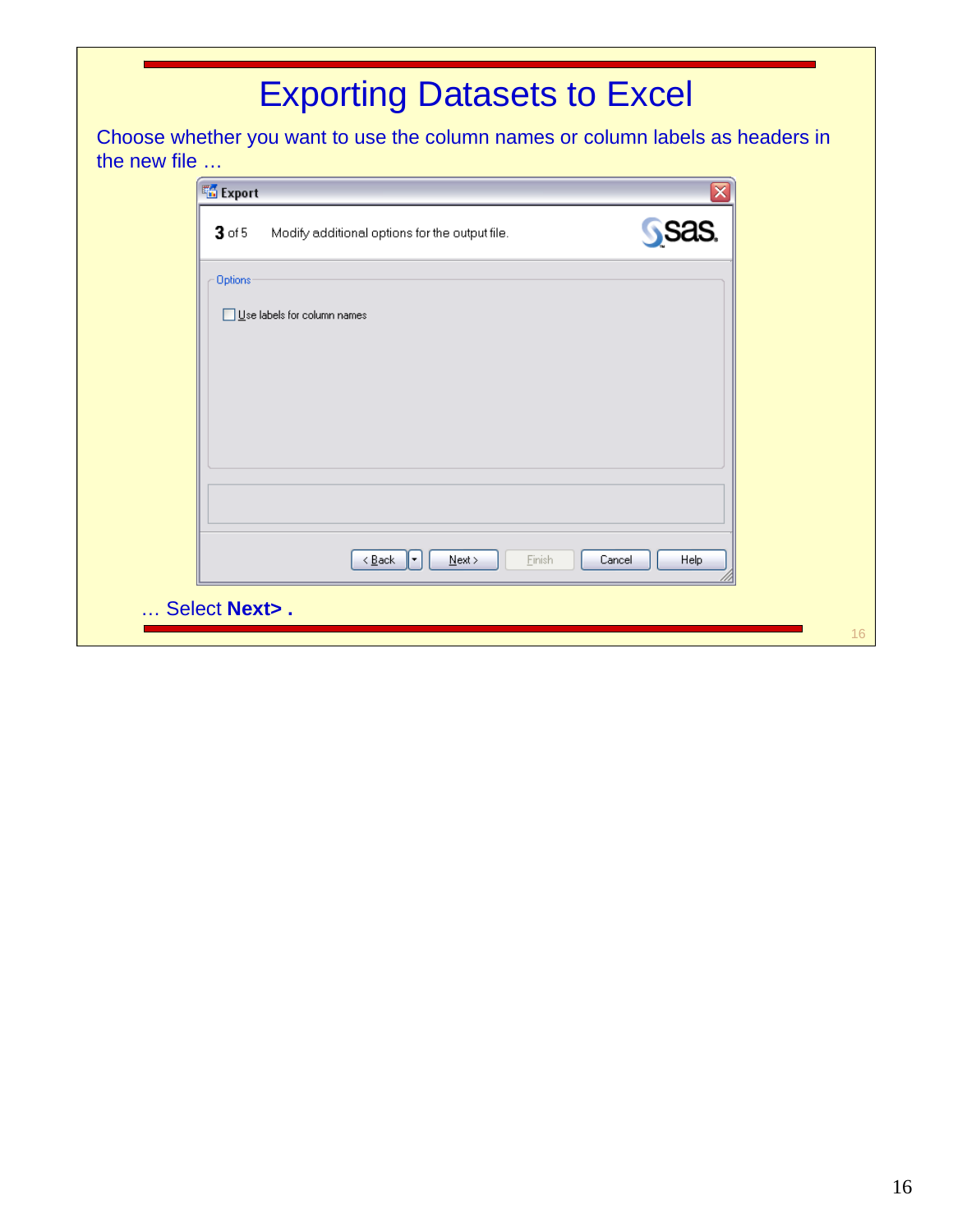# Exporting Datasets to Excel

Choose whether you want to use the column names or column labels as headers in the new file …

Export

3 of 5 Modify additional options for the output file.

Options

☐ Use labels for column names

< Back | Next > | Finish | Cancel | Help

… Select **Next> .**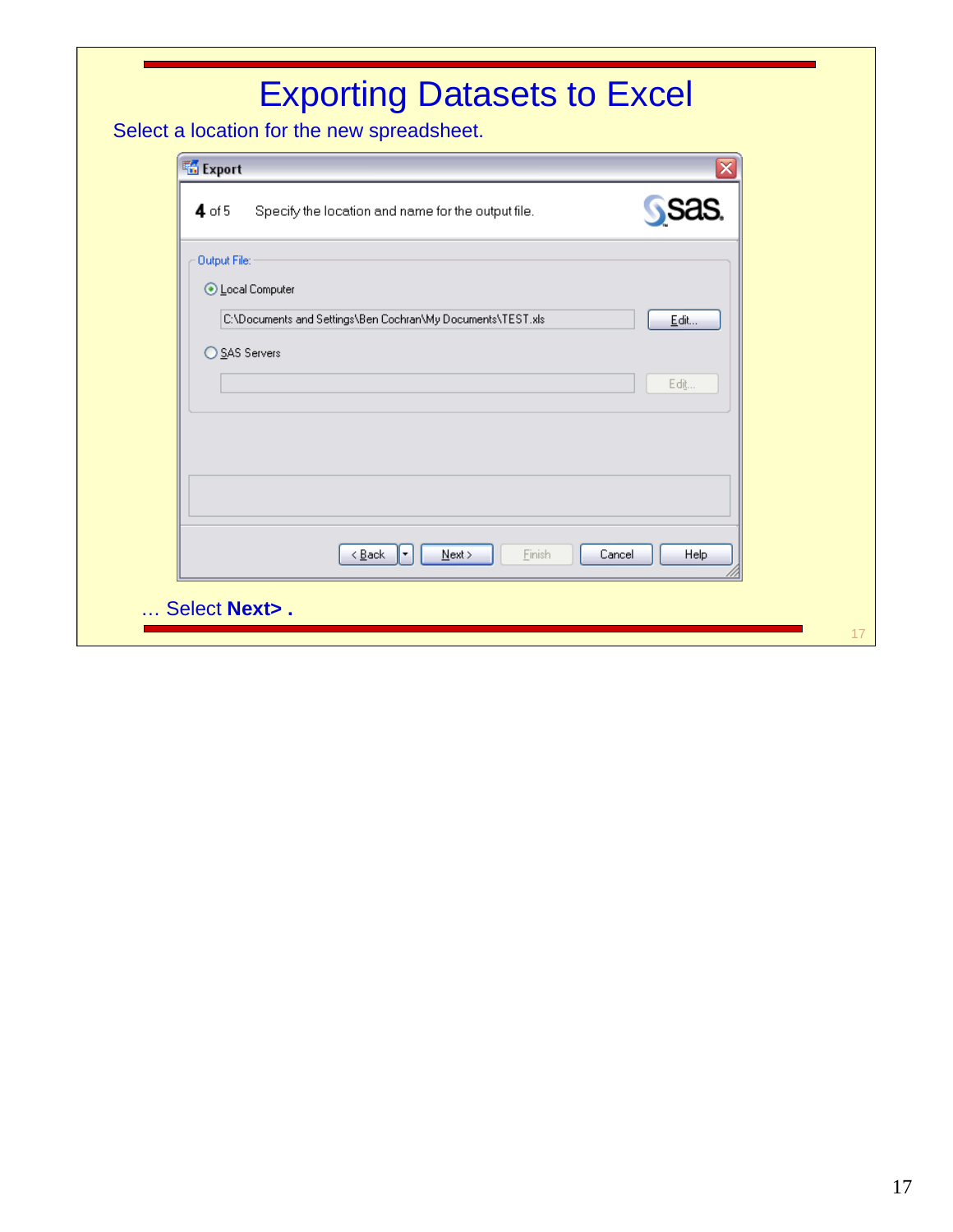# Exporting Datasets to Excel

Select a location for the new spreadsheet.

**Export**

**4** of 5 Specify the location and name for the output file.

Output File:

- Local Computer

  C:\Documents and Settings\Ben Cochran\My Documents\TEST.xls [Edit...]

- SAS Servers

  [Edit...]

< Back | Next > | Finish | Cancel | Help

… Select **Next> .**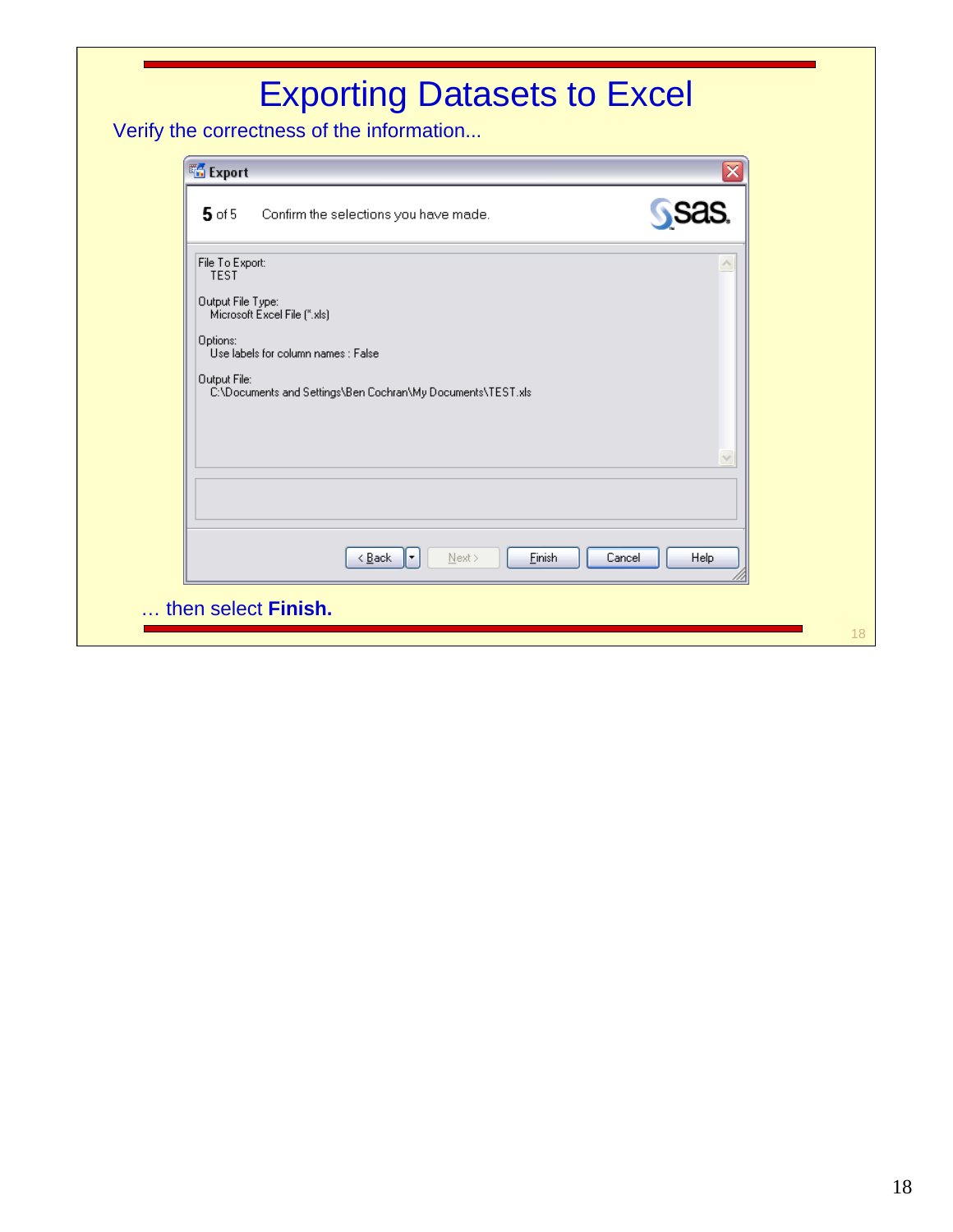# Exporting Datasets to Excel

Verify the correctness of the information...

**Export**

**5** of 5    Confirm the selections you have made.

File To Export:
TEST

Output File Type:
Microsoft Excel File (*.xls)

Options:
Use labels for column names : False

Output File:
C:\Documents and Settings\Ben Cochran\My Documents\TEST.xls

< Back | Next > | Finish | Cancel | Help

… then select **Finish.**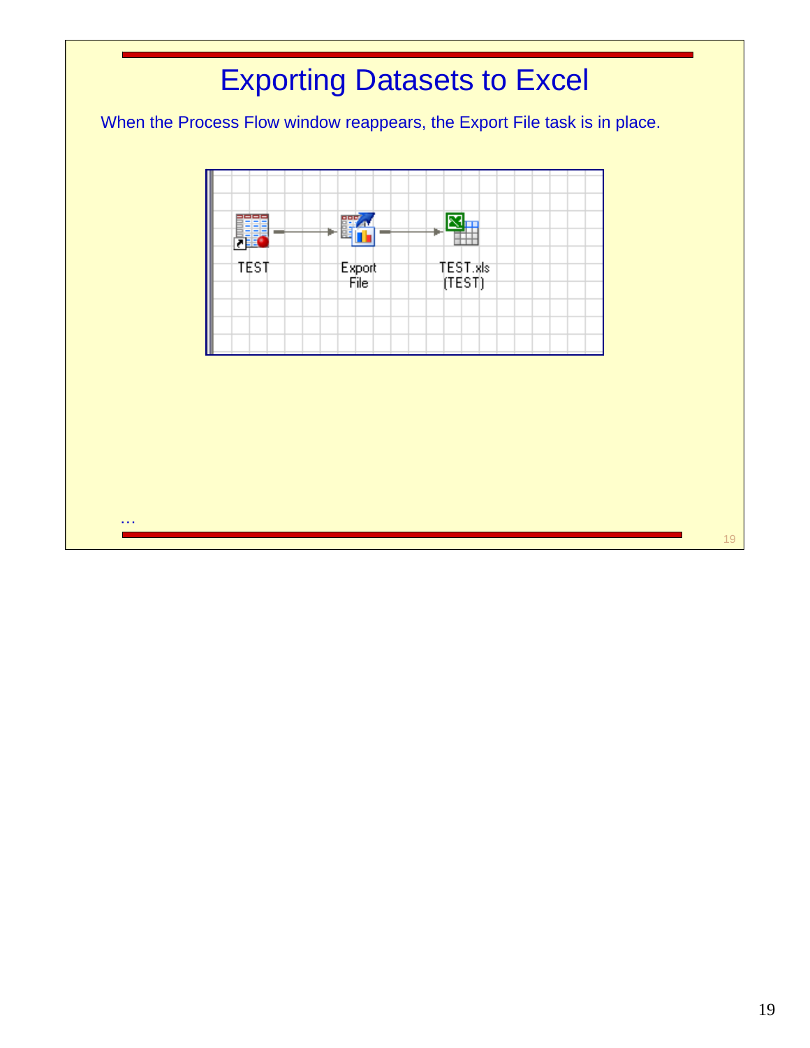# Exporting Datasets to Excel

When the Process Flow window reappears, the Export File task is in place.

…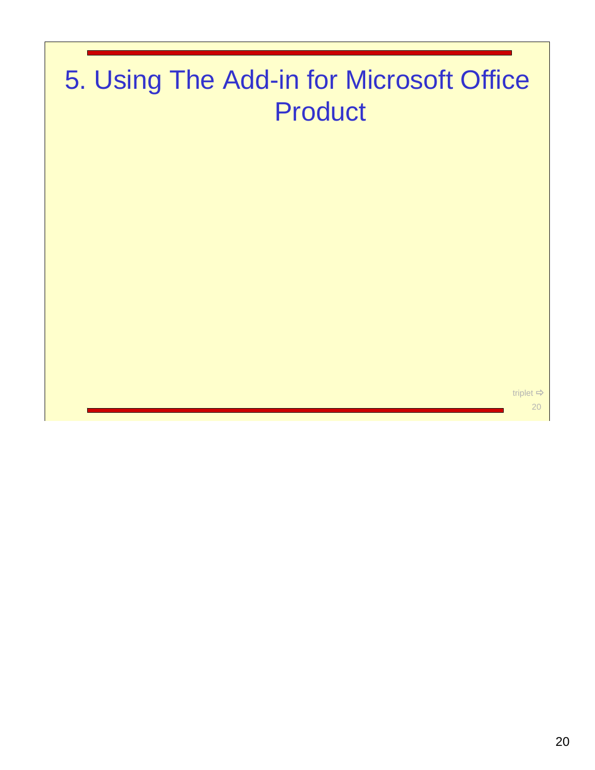# 5. Using The Add-in for Microsoft Office Product

triplet ⇨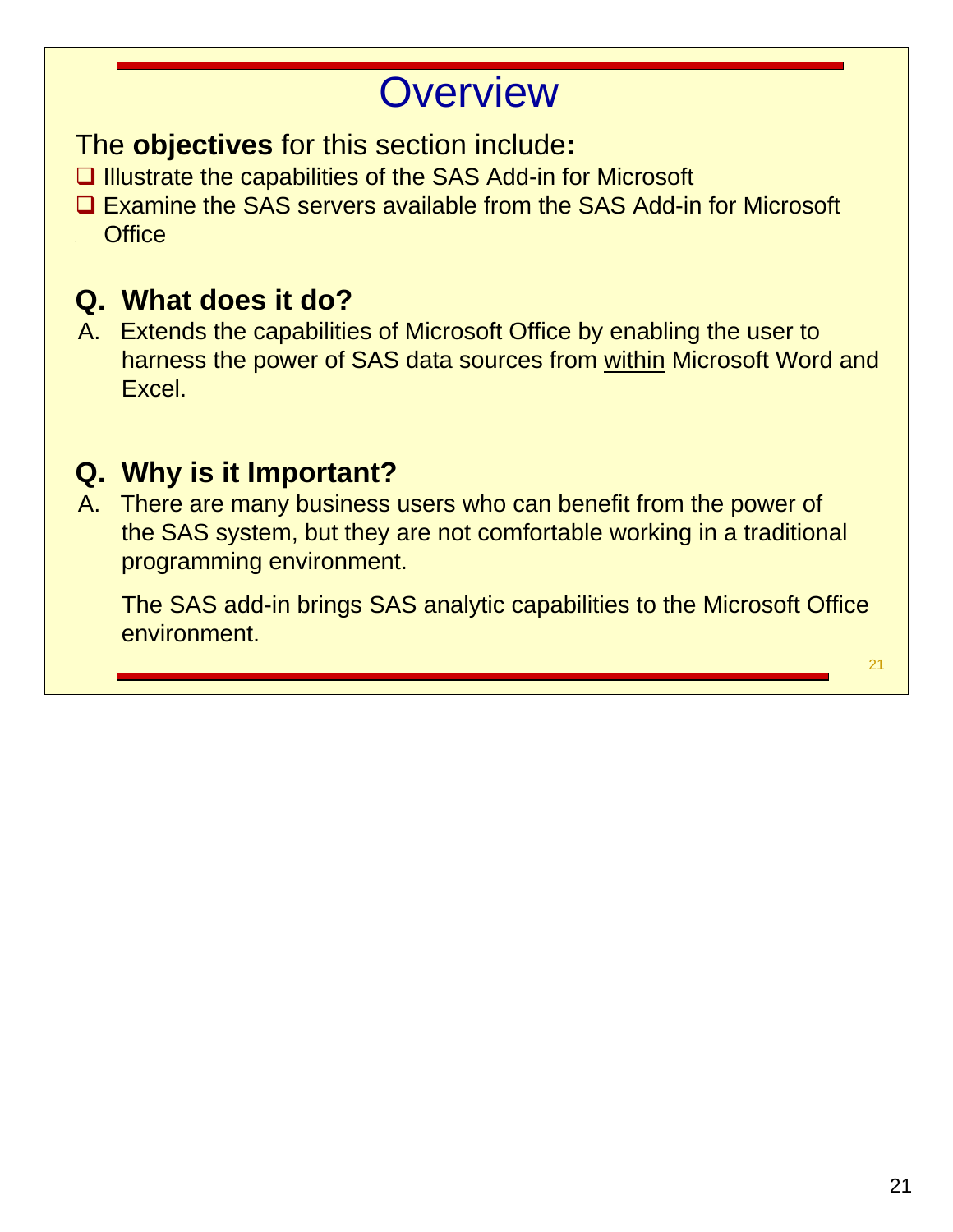# Overview

The **objectives** for this section include**:**

- Illustrate the capabilities of the SAS Add-in for Microsoft
- Examine the SAS servers available from the SAS Add-in for Microsoft Office

## Q. What does it do?

A. Extends the capabilities of Microsoft Office by enabling the user to harness the power of SAS data sources from within Microsoft Word and Excel.

## Q. Why is it Important?

A. There are many business users who can benefit from the power of the SAS system, but they are not comfortable working in a traditional programming environment.

The SAS add-in brings SAS analytic capabilities to the Microsoft Office environment.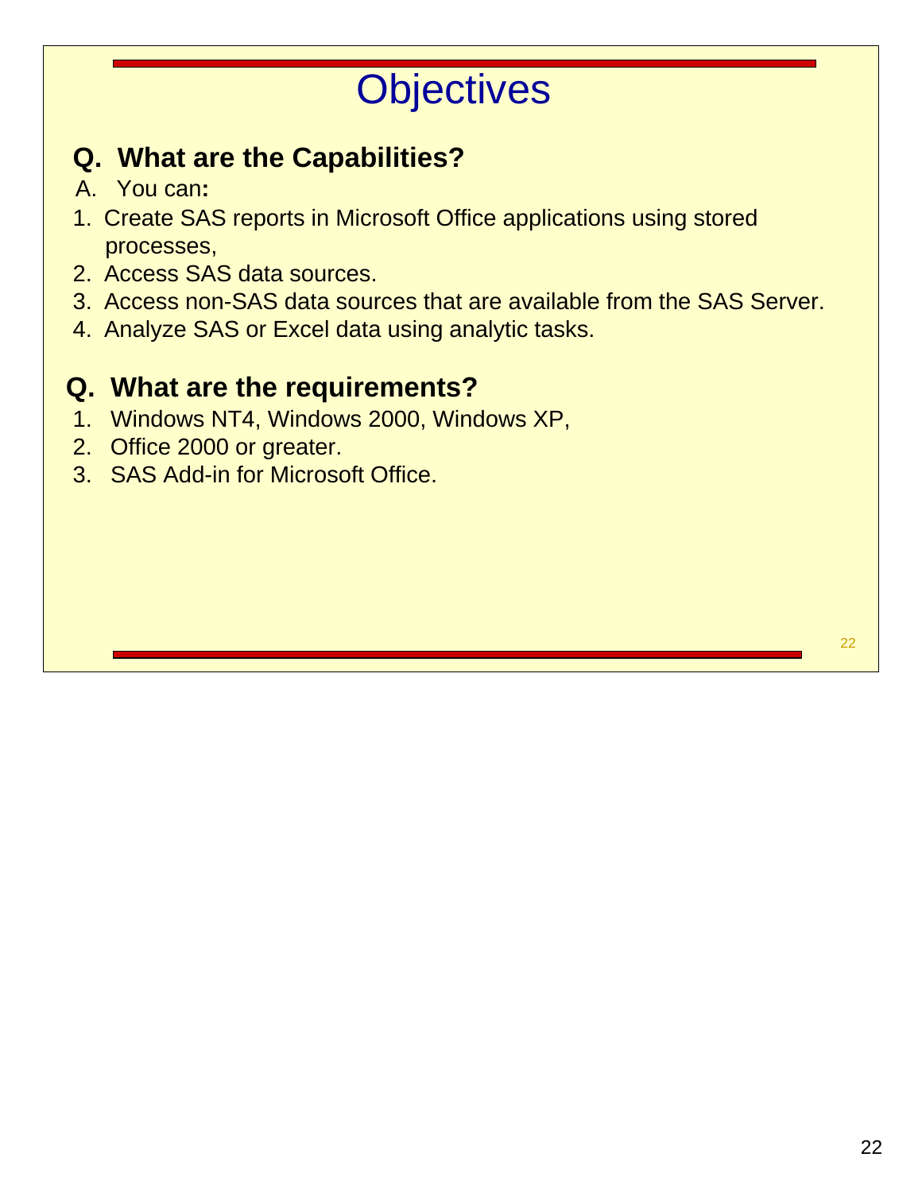# Objectives

**Q. What are the Capabilities?**

A. You can**:**

1. Create SAS reports in Microsoft Office applications using stored processes,
2. Access SAS data sources.
3. Access non-SAS data sources that are available from the SAS Server.
4. Analyze SAS or Excel data using analytic tasks.

**Q. What are the requirements?**

1. Windows NT4, Windows 2000, Windows XP,
2. Office 2000 or greater.
3. SAS Add-in for Microsoft Office.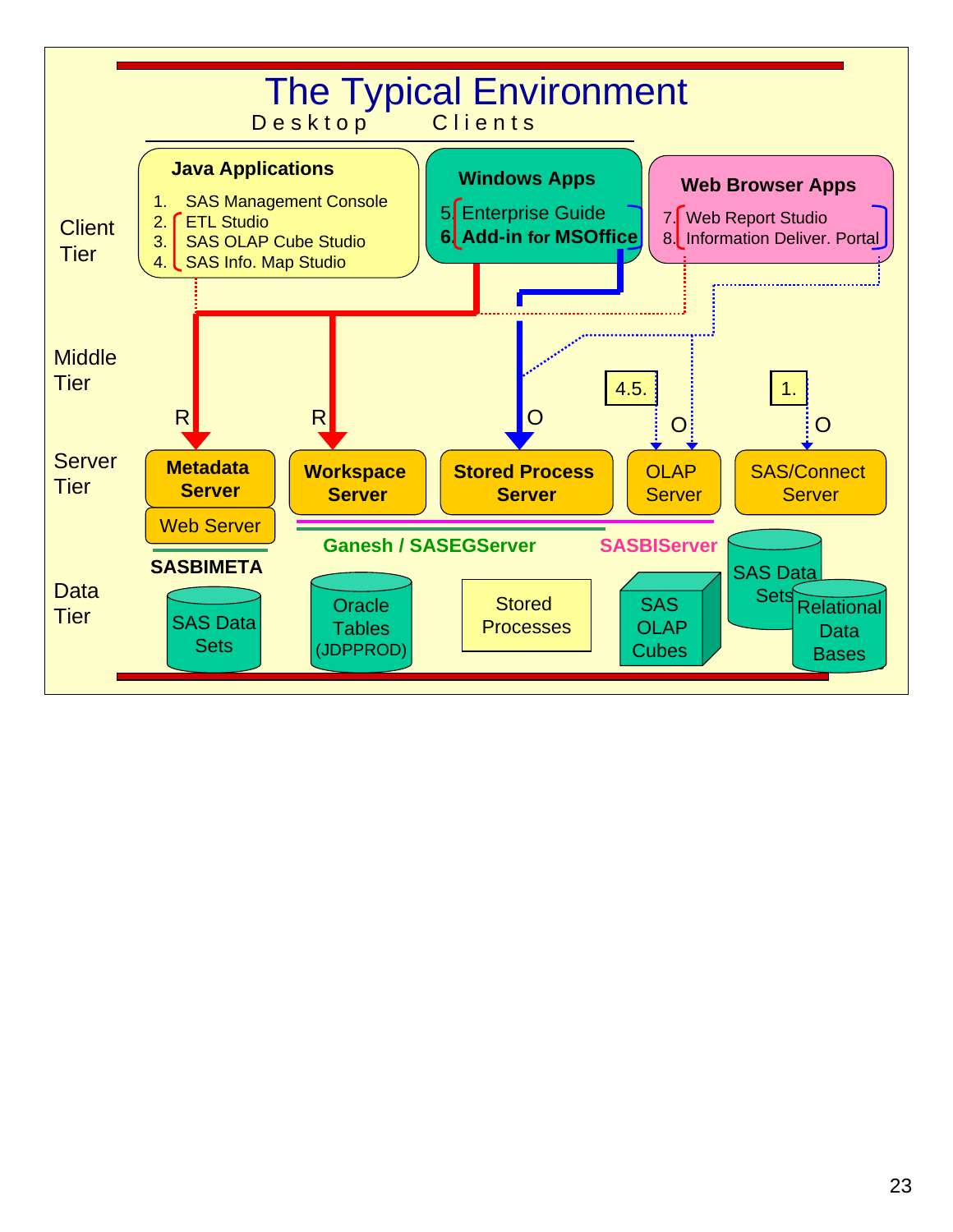# The Typical Environment

**Desktop Clients**

**Client Tier**

**Java Applications**

1. SAS Management Console
2. ETL Studio
3. SAS OLAP Cube Studio
4. SAS Info. Map Studio

**Windows Apps**

5. Enterprise Guide
6. **Add-in for MSOffice**

**Web Browser Apps**

7. Web Report Studio
8. Information Deliver. Portal

**Middle Tier**

R  R  O  4.5.  O  1.  O

**Server Tier**

- **Metadata Server**
- Web Server
- **Workspace Server**
- **Stored Process Server**
- OLAP Server
- SAS/Connect Server

Ganesh / SASEGServer

SASBIServer

**Data Tier**

**SASBIMETA**

- SAS Data Sets
- Oracle Tables (JDPPROD)
- Stored Processes
- SAS OLAP Cubes
- SAS Data Sets
- Relational Data Bases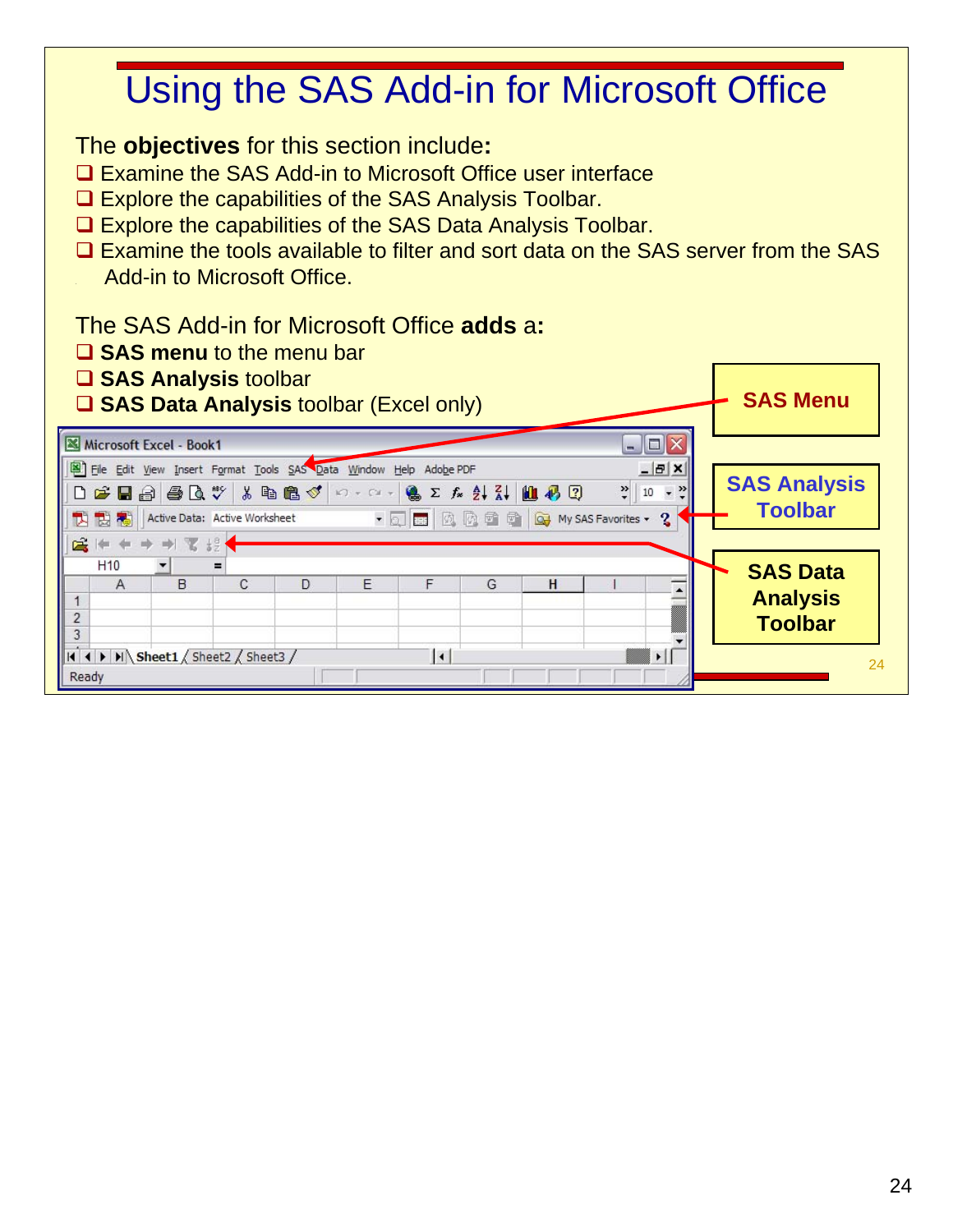# Using the SAS Add-in for Microsoft Office

The **objectives** for this section include**:**

- Examine the SAS Add-in to Microsoft Office user interface
- Explore the capabilities of the SAS Analysis Toolbar.
- Explore the capabilities of the SAS Data Analysis Toolbar.
- Examine the tools available to filter and sort data on the SAS server from the SAS Add-in to Microsoft Office.

The SAS Add-in for Microsoft Office **adds** a**:**

- **SAS menu** to the menu bar
- **SAS Analysis** toolbar
- **SAS Data Analysis** toolbar (Excel only)

SAS Menu

SAS Analysis Toolbar

SAS Data Analysis Toolbar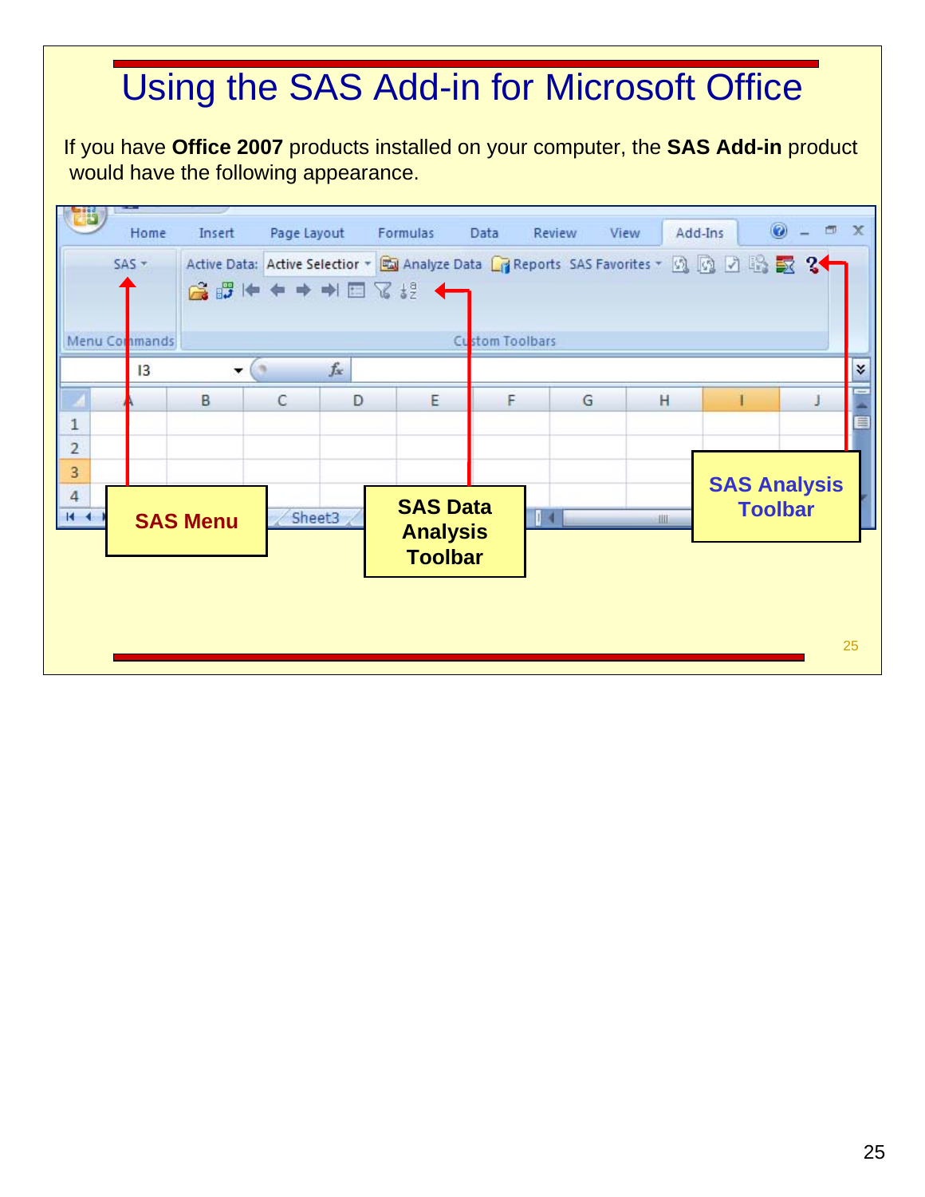# Using the SAS Add-in for Microsoft Office

If you have **Office 2007** products installed on your computer, the **SAS Add-in** product would have the following appearance.

**SAS Menu**

**SAS Data Analysis Toolbar**

**SAS Analysis Toolbar**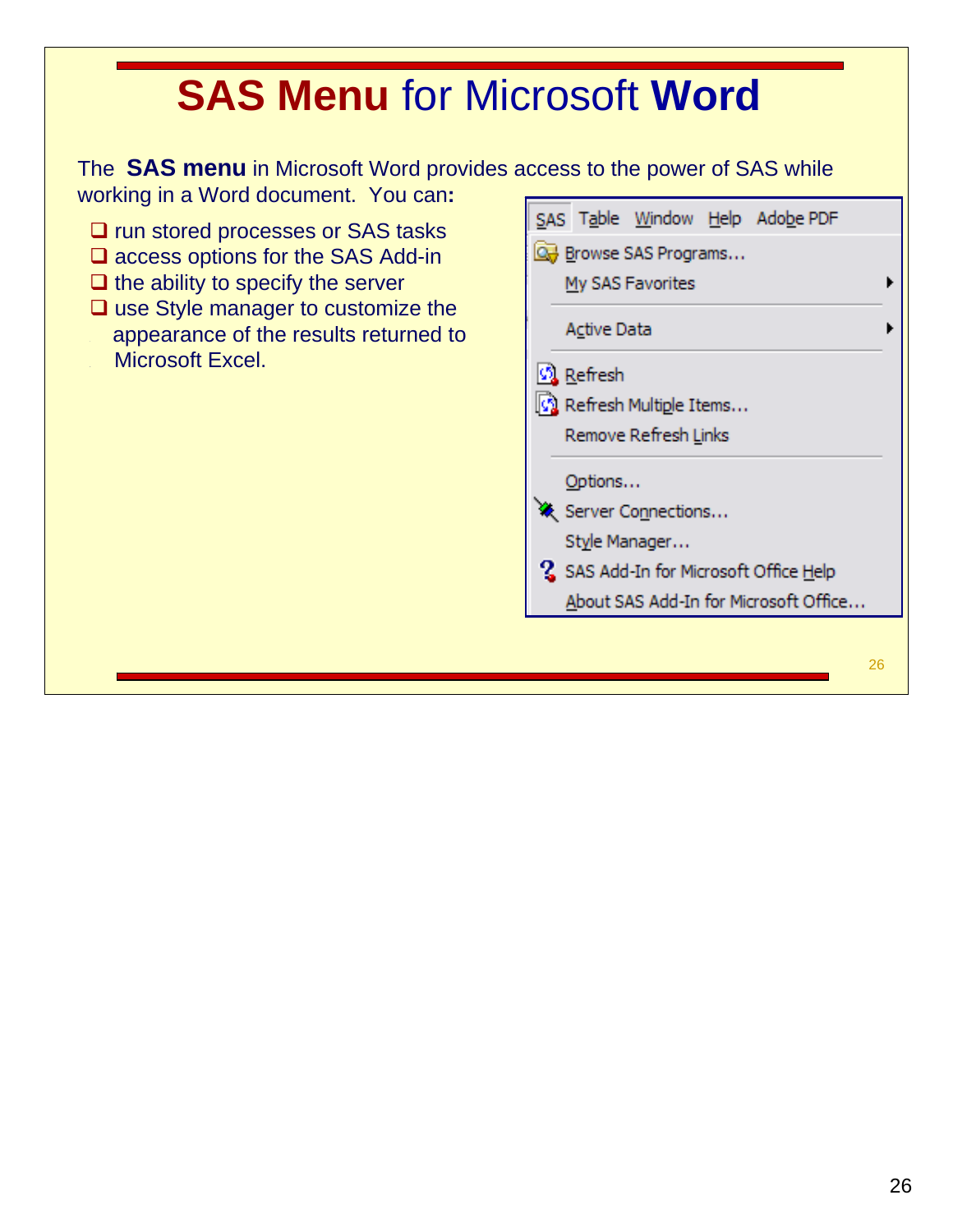# SAS Menu for Microsoft Word

The **SAS menu** in Microsoft Word provides access to the power of SAS while working in a Word document. You can:

- run stored processes or SAS tasks
- access options for the SAS Add-in
- the ability to specify the server
- use Style manager to customize the appearance of the results returned to Microsoft Excel.

SAS Table Window Help Adobe PDF

- Browse SAS Programs...
- My SAS Favorites ▸
- Active Data ▸
- Refresh
- Refresh Multiple Items...
- Remove Refresh Links
- Options...
- Server Connections...
- Style Manager...
- SAS Add-In for Microsoft Office Help
- About SAS Add-In for Microsoft Office...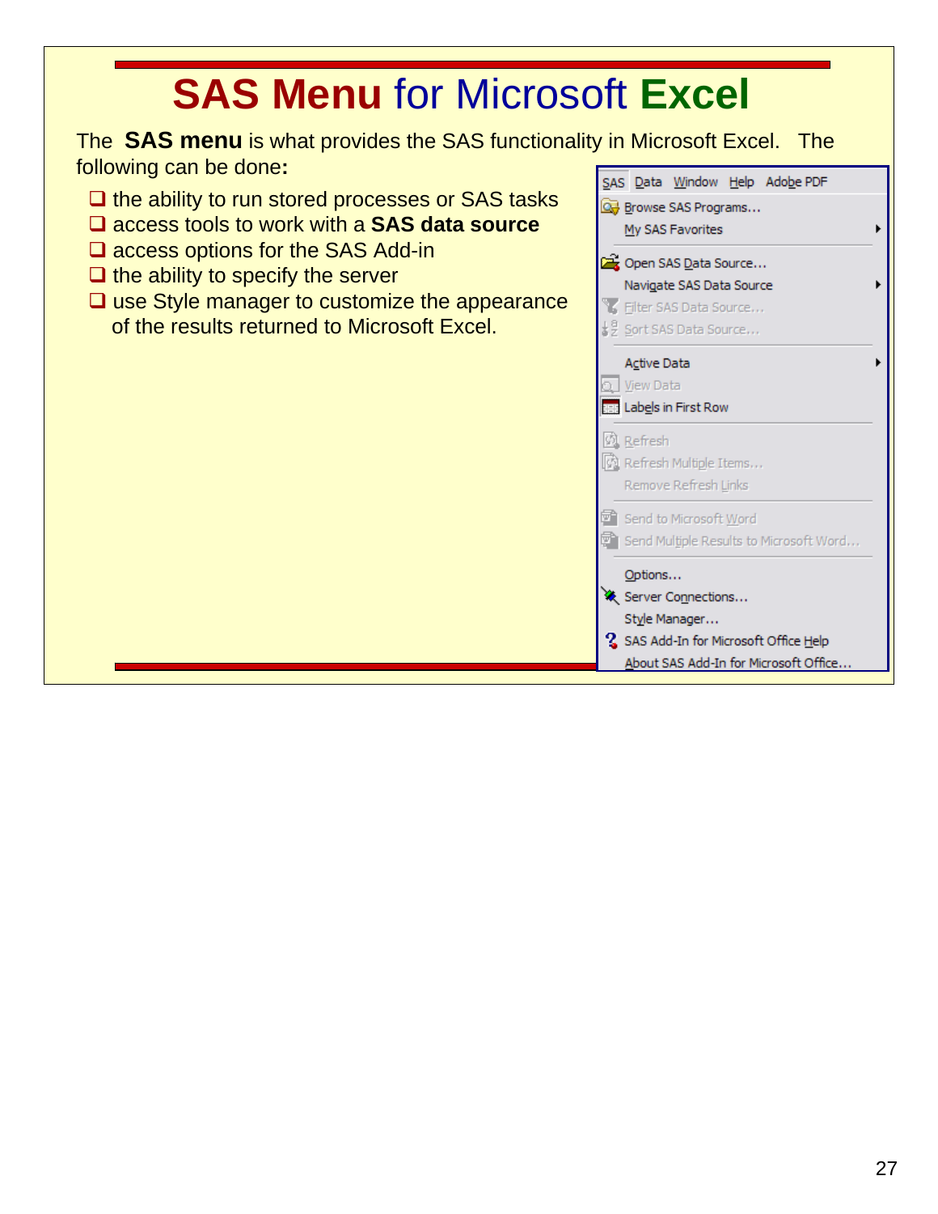# SAS Menu for Microsoft Excel

The **SAS menu** is what provides the SAS functionality in Microsoft Excel. The following can be done**:**

- the ability to run stored processes or SAS tasks
- access tools to work with a **SAS data source**
- access options for the SAS Add-in
- the ability to specify the server
- use Style manager to customize the appearance of the results returned to Microsoft Excel.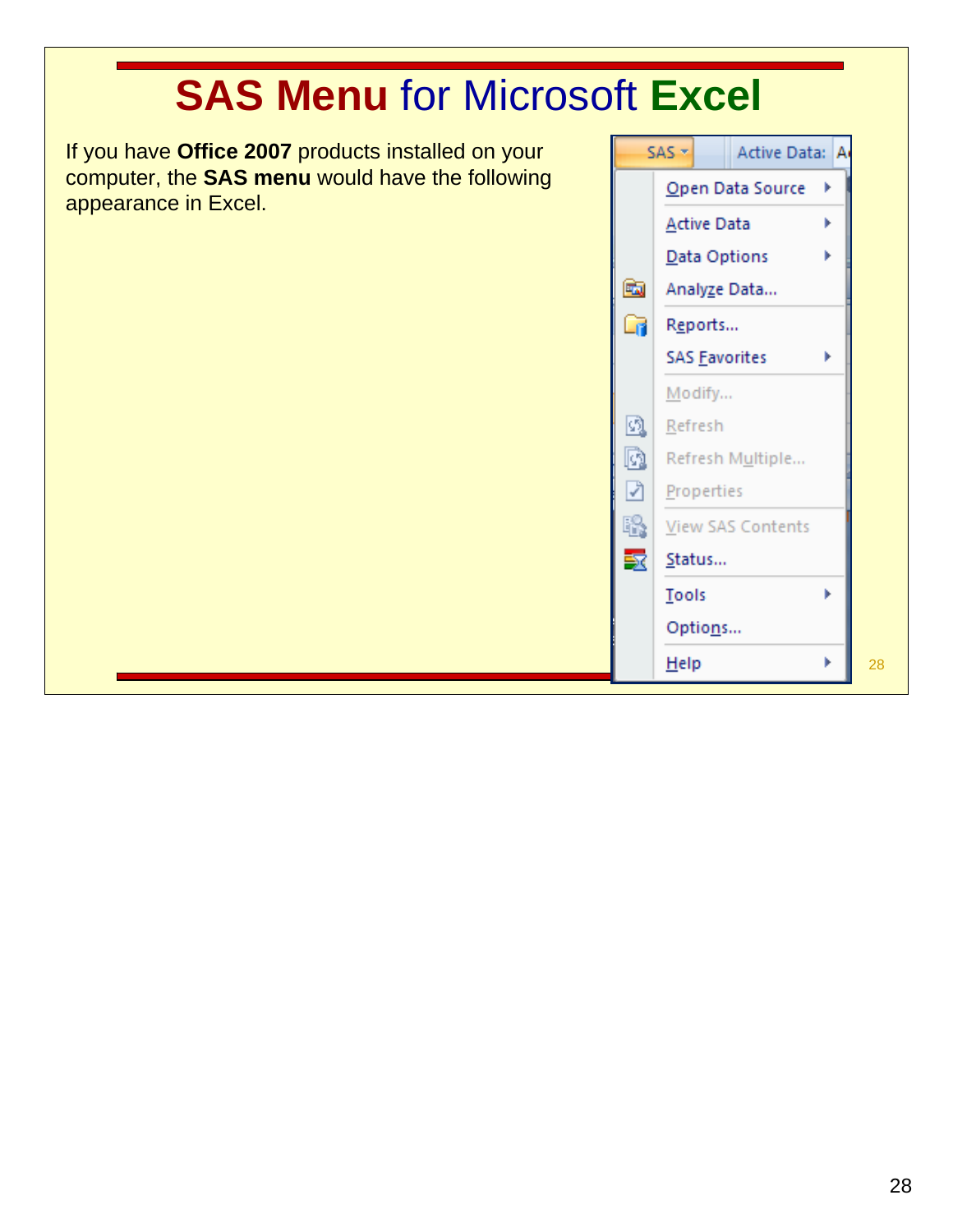# SAS Menu for Microsoft Excel

If you have **Office 2007** products installed on your computer, the **SAS menu** would have the following appearance in Excel.

- SAS
  - Open Data Source
  - Active Data
  - Data Options
  - Analyze Data...
  - Reports...
  - SAS Favorites
  - Modify...
  - Refresh
  - Refresh Multiple...
  - Properties
  - View SAS Contents
  - Status...
  - Tools
  - Options...
  - Help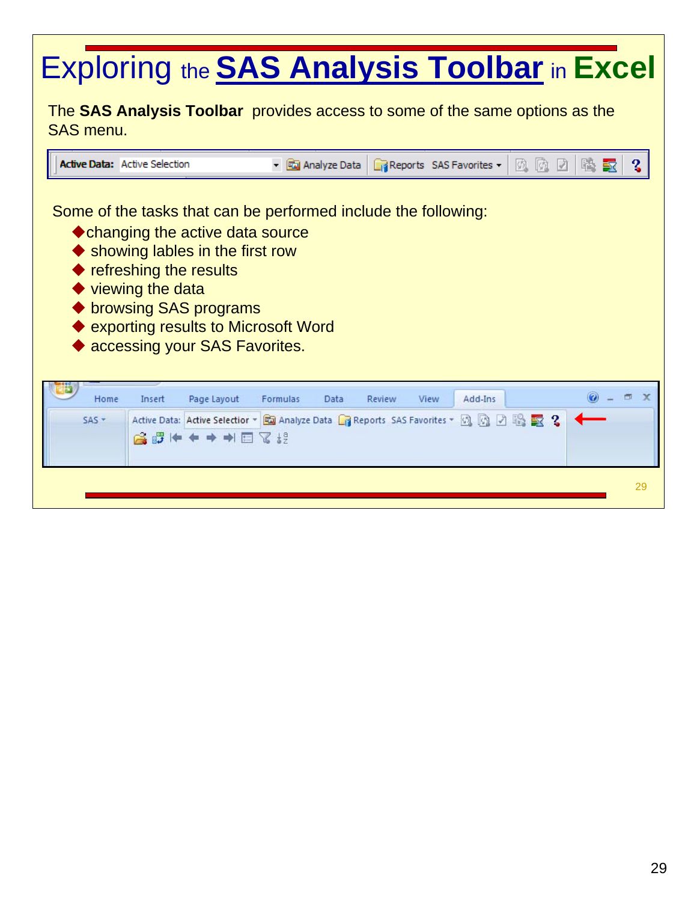# Exploring the SAS Analysis Toolbar in Excel

The **SAS Analysis Toolbar** provides access to some of the same options as the SAS menu.

Some of the tasks that can be performed include the following:

- changing the active data source
- showing lables in the first row
- refreshing the results
- viewing the data
- browsing SAS programs
- exporting results to Microsoft Word
- accessing your SAS Favorites.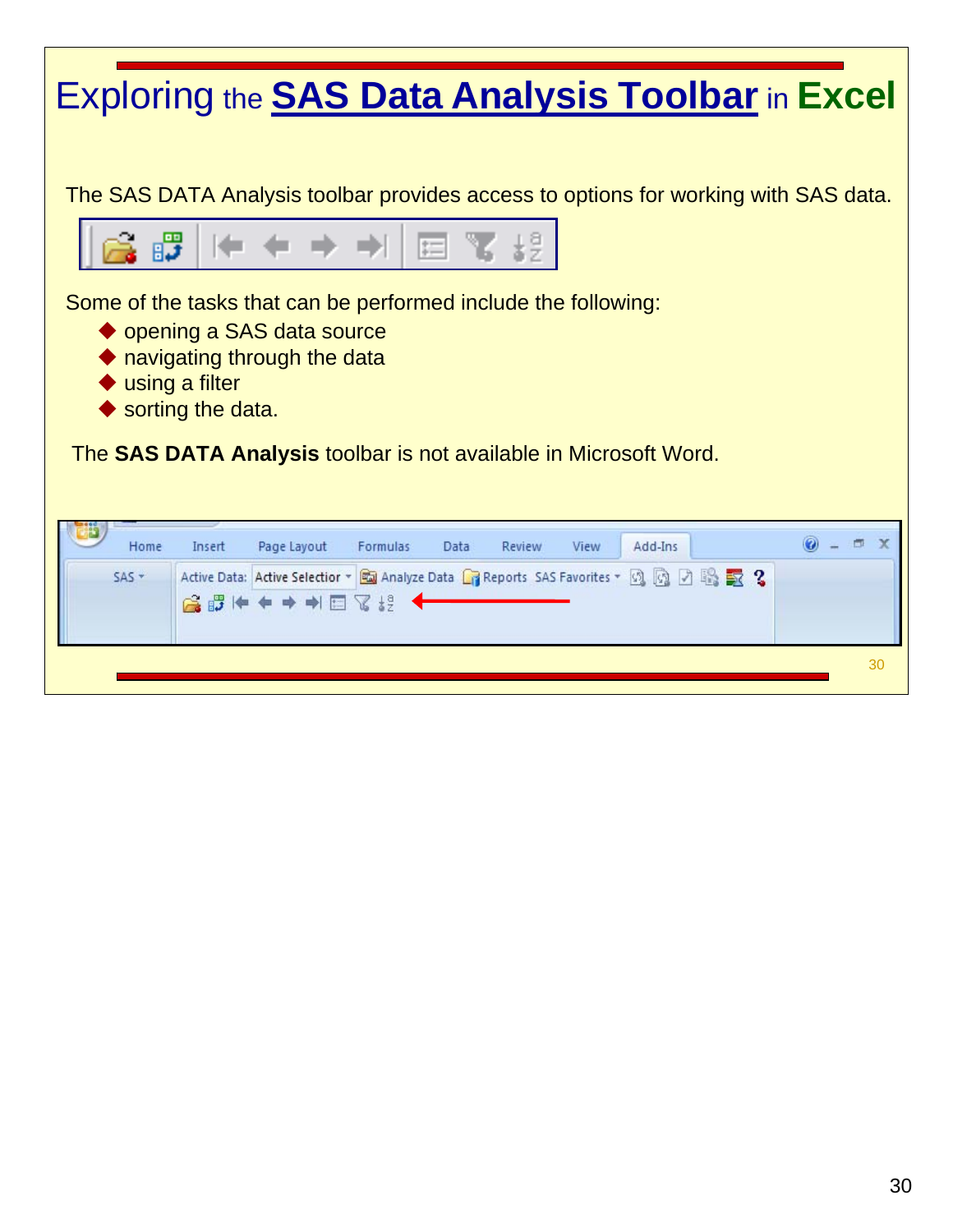# Exploring the SAS Data Analysis Toolbar in Excel

The SAS DATA Analysis toolbar provides access to options for working with SAS data.

Some of the tasks that can be performed include the following:

- opening a SAS data source
- navigating through the data
- using a filter
- sorting the data.

The **SAS DATA Analysis** toolbar is not available in Microsoft Word.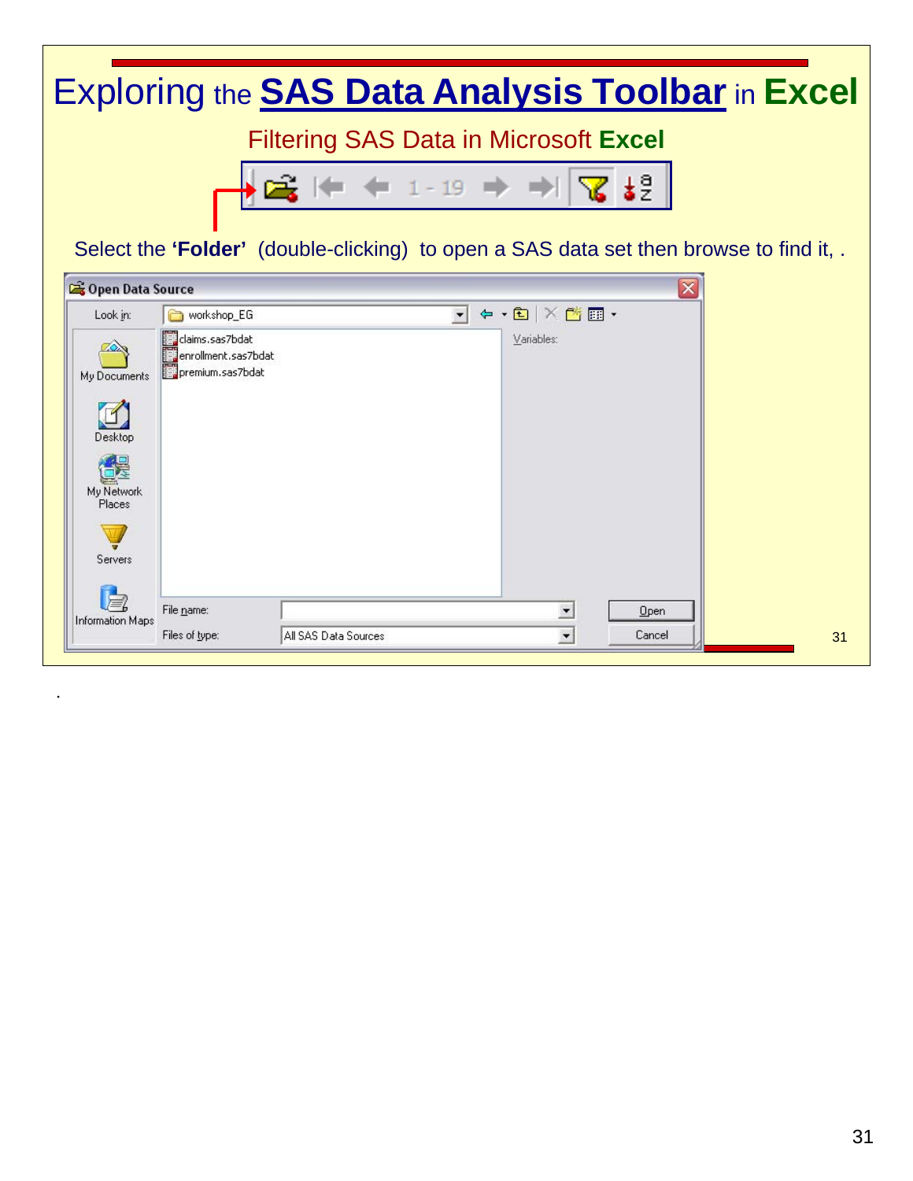# Exploring the SAS Data Analysis Toolbar in Excel

## Filtering SAS Data in Microsoft Excel

Select the **'Folder'** (double-clicking) to open a SAS data set then browse to find it, .

**Open Data Source**

Look in: workshop_EG

- claims.sas7bdat
- enrollment.sas7bdat
- premium.sas7bdat

Variables:

My Documents
Desktop
My Network Places
Servers
Information Maps

File name:

Files of type: All SAS Data Sources

Open

Cancel

.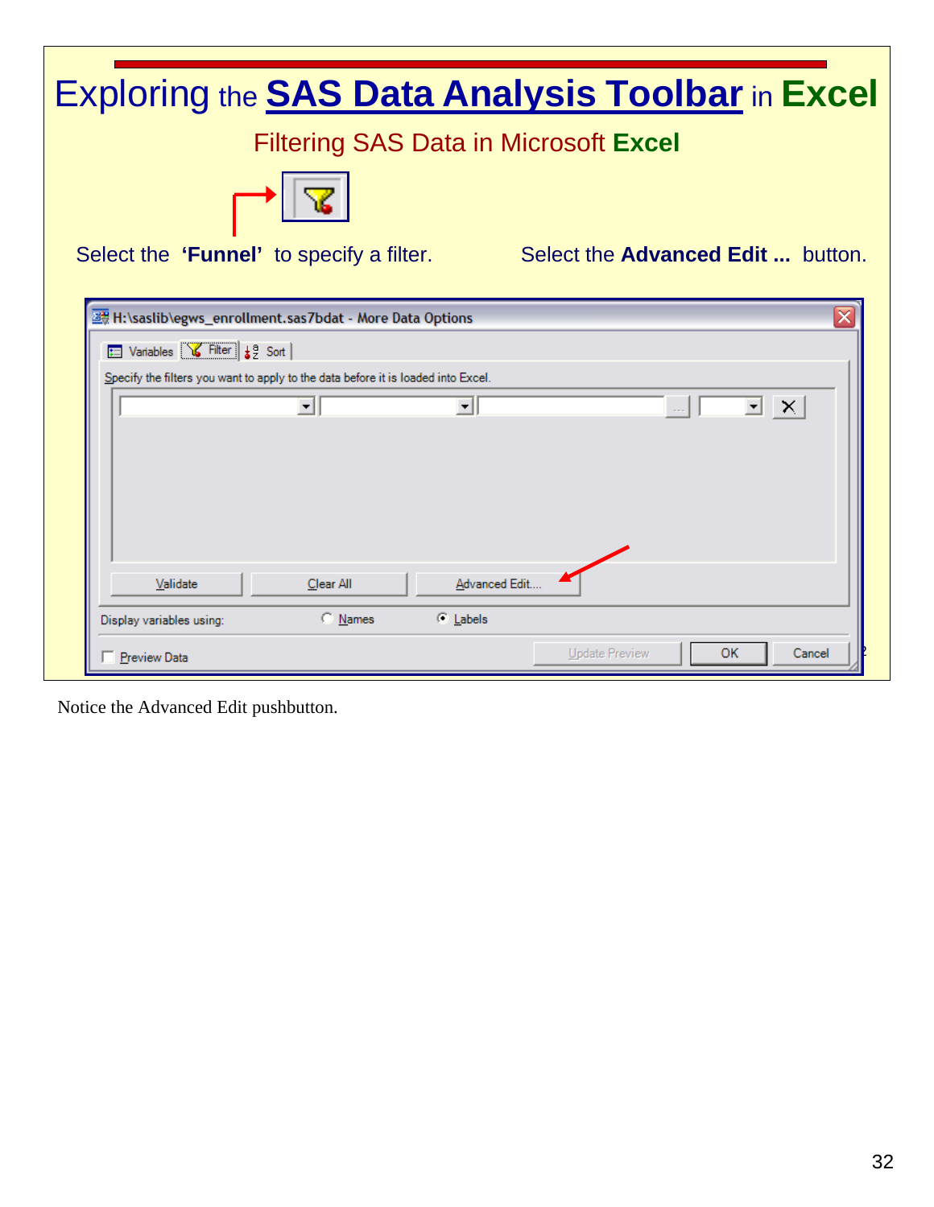# Exploring the SAS Data Analysis Toolbar in Excel

## Filtering SAS Data in Microsoft Excel

Select the **'Funnel'** to specify a filter.

Select the **Advanced Edit ...** button.

H:\saslib\egws_enrollment.sas7bdat - More Data Options

Variables | Filter | Sort

Specify the filters you want to apply to the data before it is loaded into Excel.

Validate | Clear All | Advanced Edit....

Display variables using: Names | Labels

Preview Data | Update Preview | OK | Cancel

Notice the Advanced Edit pushbutton.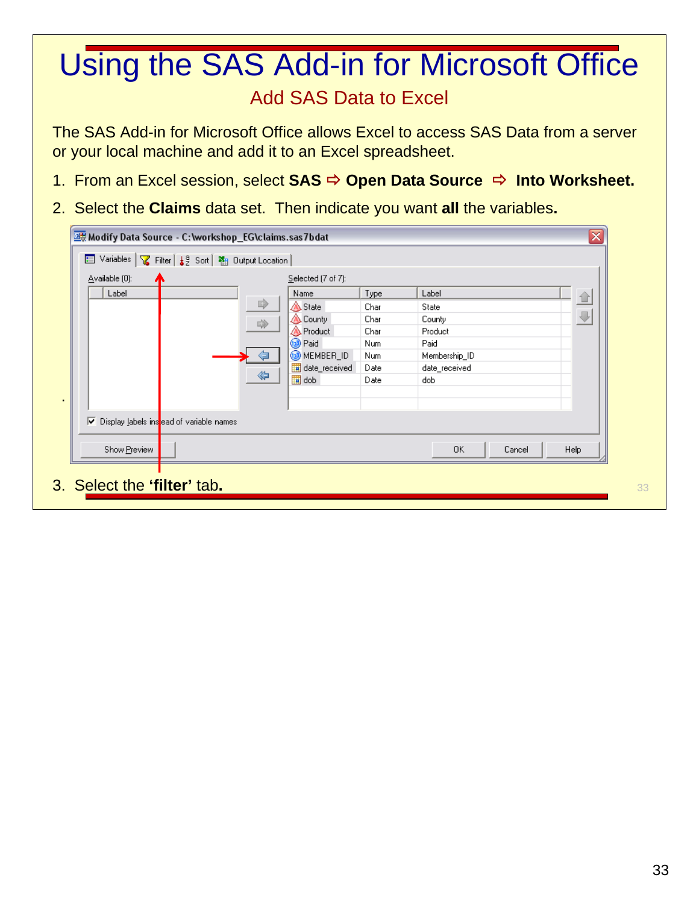# Using the SAS Add-in for Microsoft Office

## Add SAS Data to Excel

The SAS Add-in for Microsoft Office allows Excel to access SAS Data from a server or your local machine and add it to an Excel spreadsheet.

1. From an Excel session, select **SAS** ⇨ **Open Data Source** ⇨ **Into Worksheet.**
2. Select the **Claims** data set. Then indicate you want **all** the variables.

Modify Data Source - C:\workshop_EG\claims.sas7bdat

Variables | Filter | Sort | Output Location

Available (0):

Selected (7 of 7):

| Name | Type | Label |
|---|---|---|
| State | Char | State |
| County | Char | County |
| Product | Char | Product |
| Paid | Num | Paid |
| MEMBER_ID | Num | Membership_ID |
| date_received | Date | date_received |
| dob | Date | dob |

☑ Display labels instead of variable names

Show Preview | OK | Cancel | Help

3. Select the **'filter'** tab.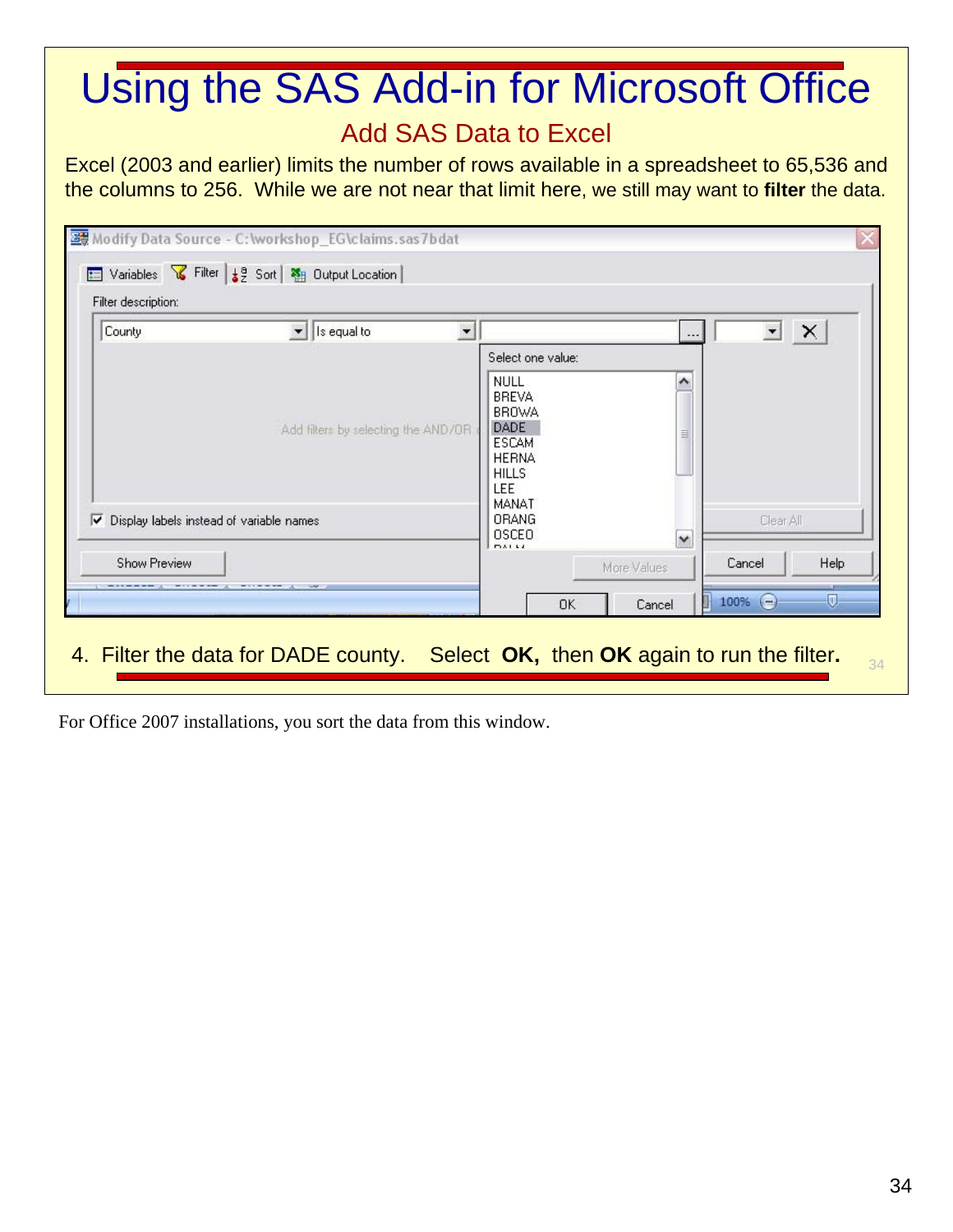# Using the SAS Add-in for Microsoft Office

## Add SAS Data to Excel

Excel (2003 and earlier) limits the number of rows available in a spreadsheet to 65,536 and the columns to 256. While we are not near that limit here, we still may want to **filter** the data.

4. Filter the data for DADE county. Select **OK,** then **OK** again to run the filter.

For Office 2007 installations, you sort the data from this window.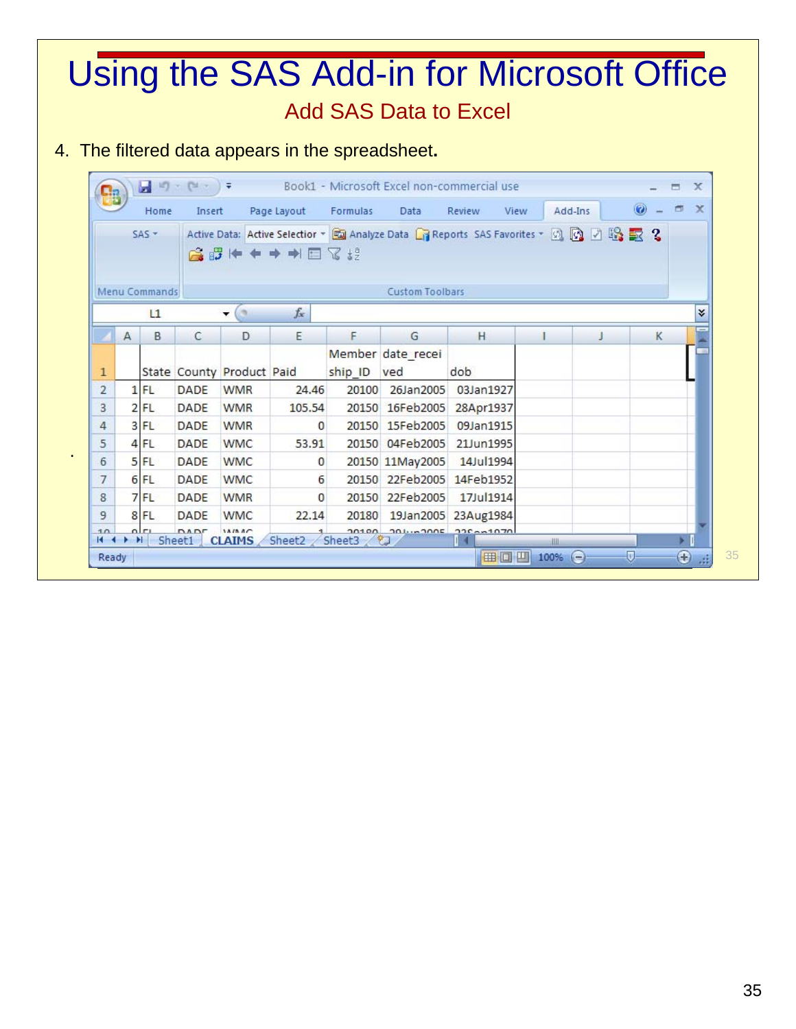# Using the SAS Add-in for Microsoft Office

## Add SAS Data to Excel

4. The filtered data appears in the spreadsheet.

| | State | County | Product | Paid | Membership_ID | date_received | dob |
|---|---|---|---|---|---|---|---|
| 1 | FL | DADE | WMR | 24.46 | 20100 | 26Jan2005 | 03Jan1927 |
| 2 | FL | DADE | WMR | 105.54 | 20150 | 16Feb2005 | 28Apr1937 |
| 3 | FL | DADE | WMR | 0 | 20150 | 15Feb2005 | 09Jan1915 |
| 4 | FL | DADE | WMC | 53.91 | 20150 | 04Feb2005 | 21Jun1995 |
| 5 | FL | DADE | WMC | 0 | 20150 | 11May2005 | 14Jul1994 |
| 6 | FL | DADE | WMC | 6 | 20150 | 22Feb2005 | 14Feb1952 |
| 7 | FL | DADE | WMR | 0 | 20150 | 22Feb2005 | 17Jul1914 |
| 8 | FL | DADE | WMC | 22.14 | 20180 | 19Jan2005 | 23Aug1984 |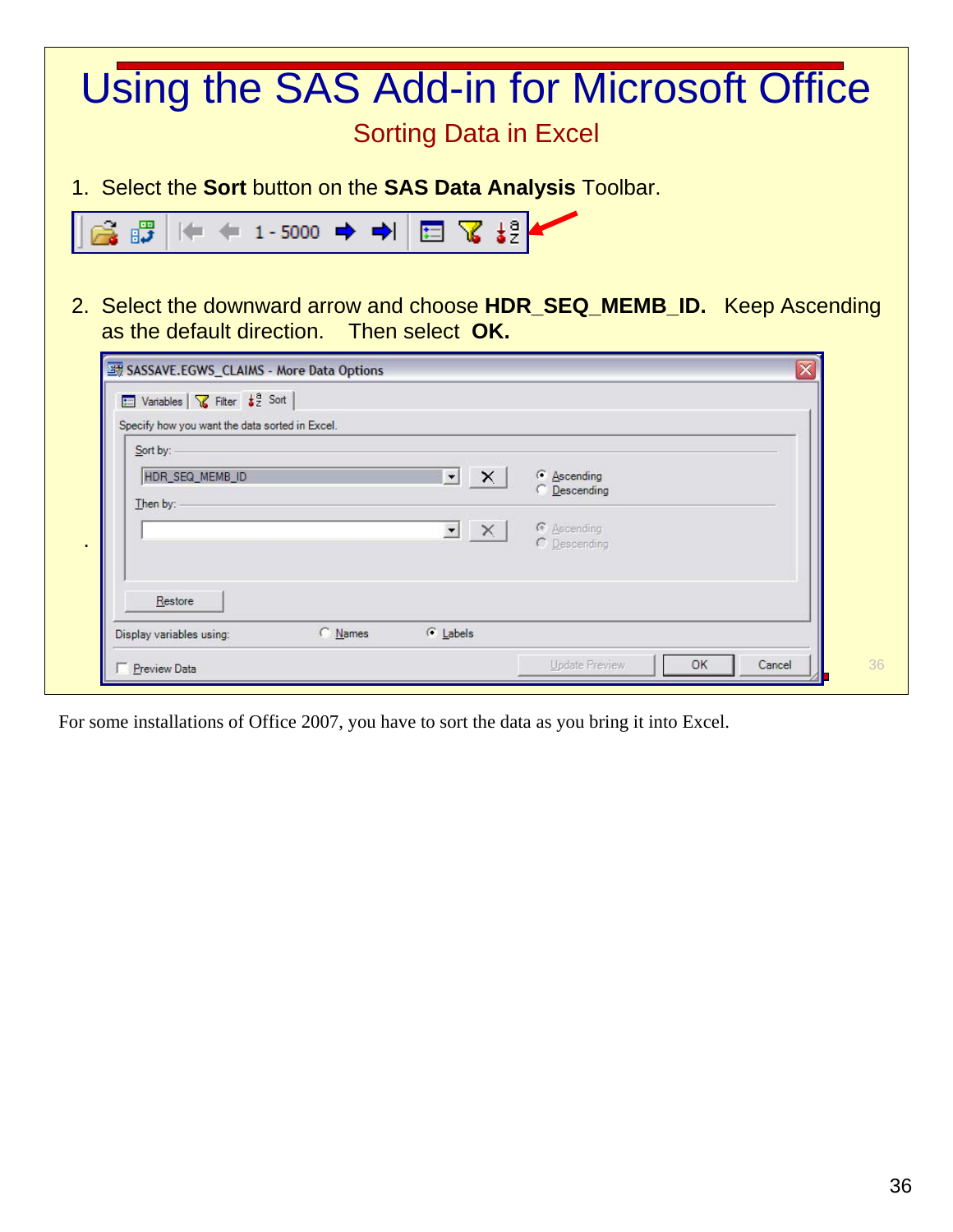# Using the SAS Add-in for Microsoft Office

## Sorting Data in Excel

1. Select the **Sort** button on the **SAS Data Analysis** Toolbar.

2. Select the downward arrow and choose **HDR_SEQ_MEMB_ID.** Keep Ascending as the default direction. Then select **OK.**

For some installations of Office 2007, you have to sort the data as you bring it into Excel.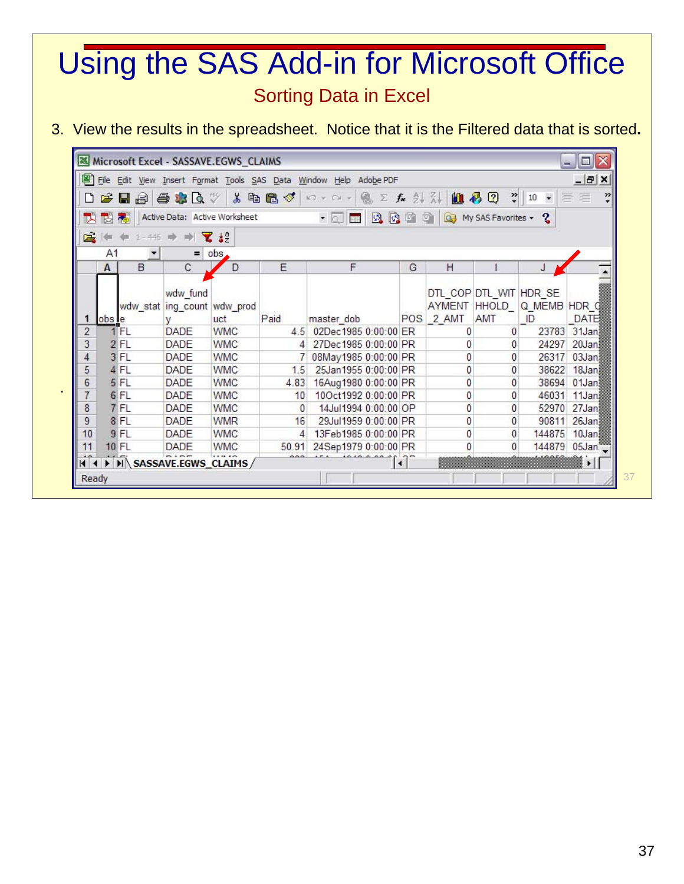# Using the SAS Add-in for Microsoft Office

## Sorting Data in Excel

3. View the results in the spreadsheet. Notice that it is the Filtered data that is sorted.

| | A | B | C | D | E | F | G | H | I | J | |
|---|---|---|---|---|---|---|---|---|---|---|---|
| 1 | obs | wdw_state | wdw_funding_county | wdw_product | Paid | master_dob | POS | DTL_COPAYMENT_2_AMT | DTL_WITHHOLD_AMT | HDR_SEQ_MEMB_ID | HDR_DATE |
| 2 | 1 | FL | DADE | WMC | 4.5 | 02Dec1985 0:00:00 | ER | 0 | 0 | 23783 | 31Jan |
| 3 | 2 | FL | DADE | WMC | 4 | 27Dec1985 0:00:00 | PR | 0 | 0 | 24297 | 20Jan |
| 4 | 3 | FL | DADE | WMC | 7 | 08May1985 0:00:00 | PR | 0 | 0 | 26317 | 03Jan |
| 5 | 4 | FL | DADE | WMC | 1.5 | 25Jan1955 0:00:00 | PR | 0 | 0 | 38622 | 18Jan |
| 6 | 5 | FL | DADE | WMC | 4.83 | 16Aug1980 0:00:00 | PR | 0 | 0 | 38694 | 01Jan |
| 7 | 6 | FL | DADE | WMC | 10 | 10Oct1992 0:00:00 | PR | 0 | 0 | 46031 | 11Jan |
| 8 | 7 | FL | DADE | WMC | 0 | 14Jul1994 0:00:00 | OP | 0 | 0 | 52970 | 27Jan |
| 9 | 8 | FL | DADE | WMR | 16 | 29Jul1959 0:00:00 | PR | 0 | 0 | 90811 | 26Jan |
| 10 | 9 | FL | DADE | WMC | 4 | 13Feb1985 0:00:00 | PR | 0 | 0 | 144875 | 10Jan |
| 11 | 10 | FL | DADE | WMC | 50.91 | 24Sep1979 0:00:00 | PR | 0 | 0 | 144879 | 05Jan |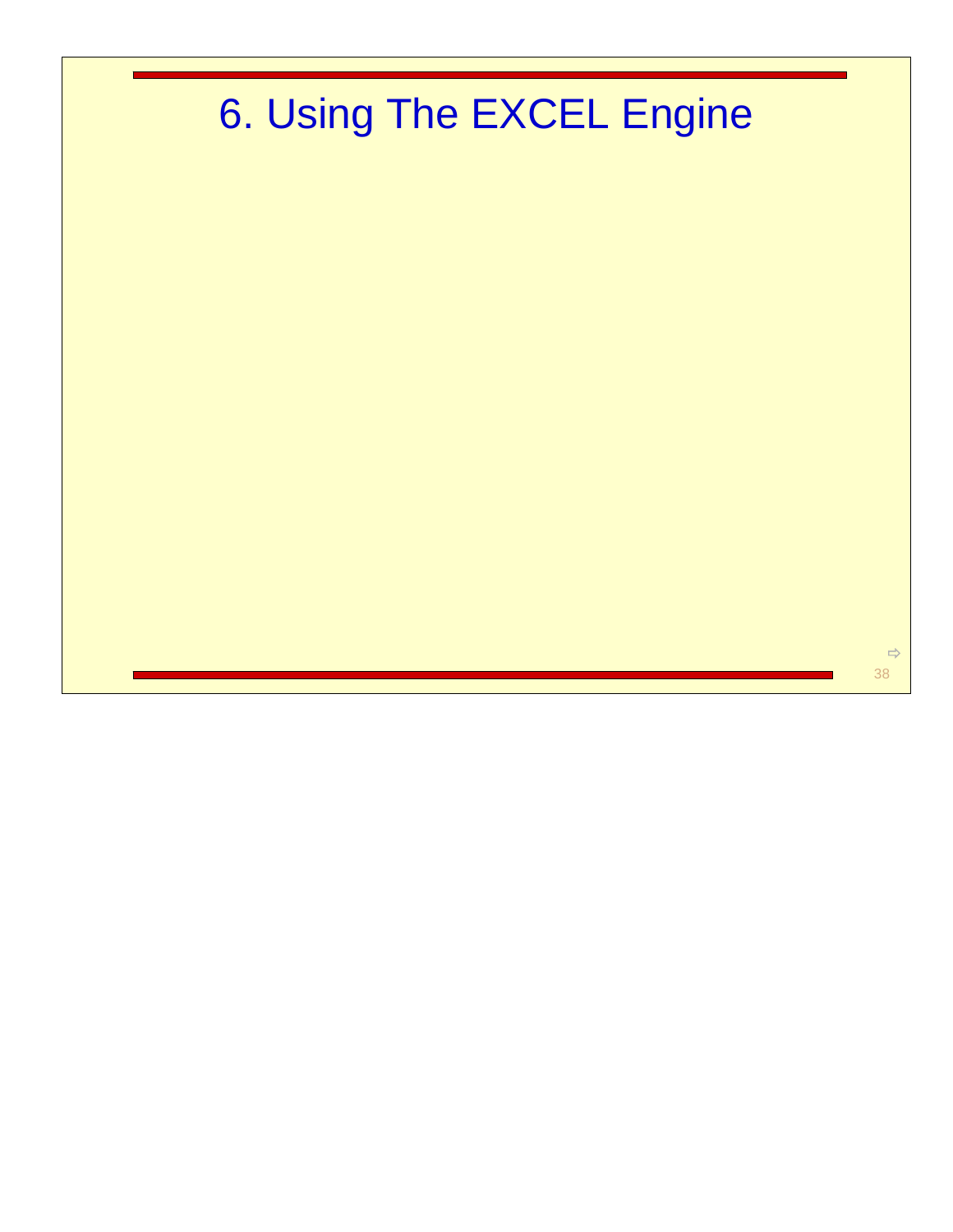# 6. Using The EXCEL Engine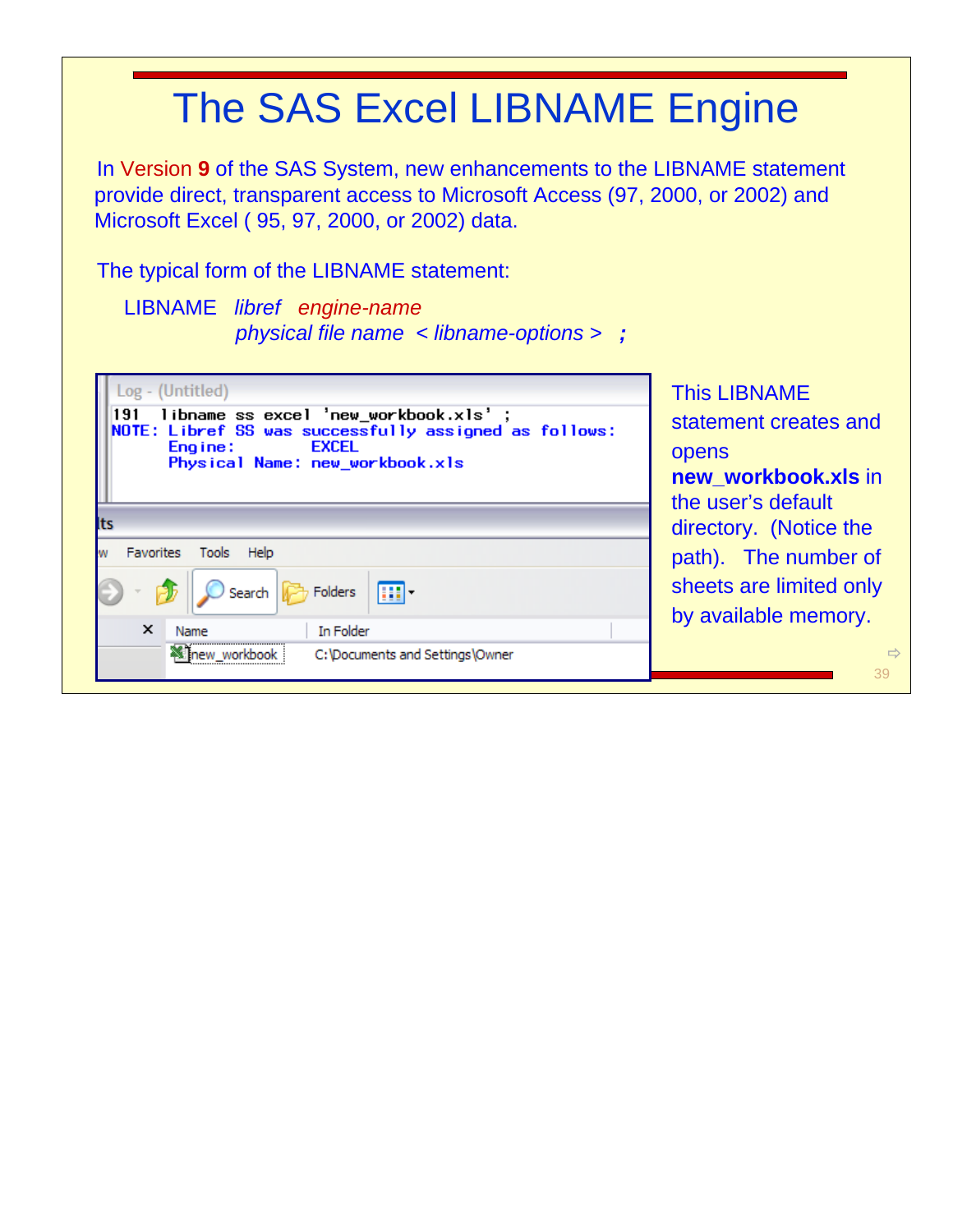# The SAS Excel LIBNAME Engine

In Version **9** of the SAS System, new enhancements to the LIBNAME statement provide direct, transparent access to Microsoft Access (97, 2000, or 2002) and Microsoft Excel ( 95, 97, 2000, or 2002) data.

The typical form of the LIBNAME statement:

LIBNAME *libref* *engine-name*
*physical file name* < *libname-options* > ;

```
Log - (Untitled)
191  libname ss excel 'new_workbook.xls' ;
NOTE: Libref SS was successfully assigned as follows:
      Engine:        EXCEL
      Physical Name: new_workbook.xls
```

| Name | In Folder |
| --- | --- |
| new_workbook | C:\Documents and Settings\Owner |

This LIBNAME statement creates and opens **new_workbook.xls** in the user's default directory. (Notice the path). The number of sheets are limited only by available memory.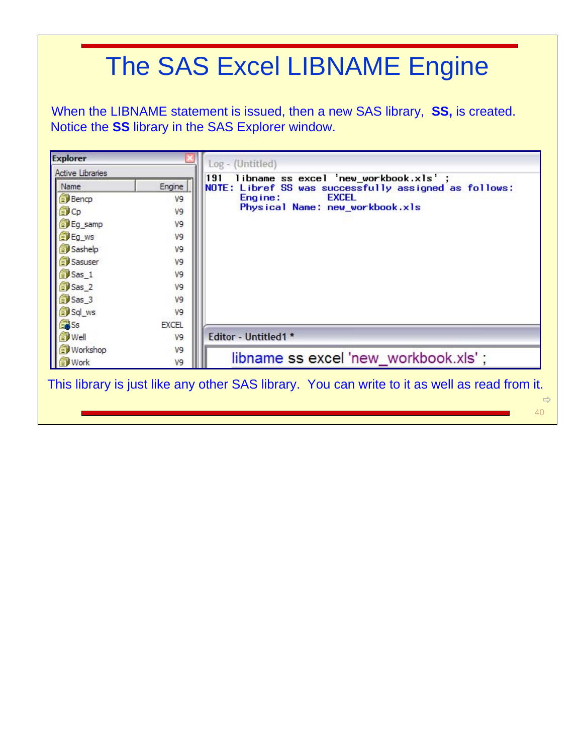# The SAS Excel LIBNAME Engine

When the LIBNAME statement is issued, then a new SAS library, **SS,** is created. Notice the **SS** library in the SAS Explorer window.

**Explorer**

Active Libraries

| Name | Engine |
|---|---|
| Bencp | V9 |
| Cp | V9 |
| Eg_samp | V9 |
| Eg_ws | V9 |
| Sashelp | V9 |
| Sasuser | V9 |
| Sas_1 | V9 |
| Sas_2 | V9 |
| Sas_3 | V9 |
| Sql_ws | V9 |
| Ss | EXCEL |
| Well | V9 |
| Workshop | V9 |
| Work | V9 |

Log - (Untitled)

```
191  libname ss excel 'new_workbook.xls' ;
NOTE: Libref SS was successfully assigned as follows:
      Engine:        EXCEL
      Physical Name: new_workbook.xls
```

Editor - Untitled1 *

```
libname ss excel 'new_workbook.xls' ;
```

This library is just like any other SAS library. You can write to it as well as read from it.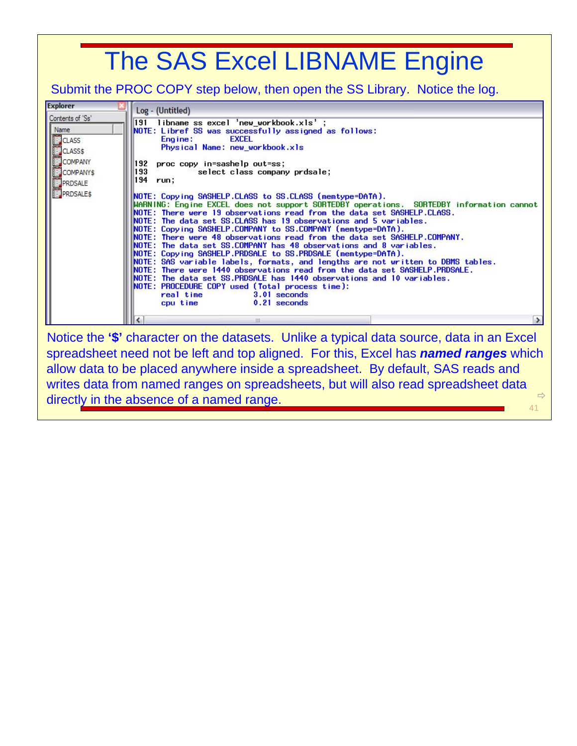# The SAS Excel LIBNAME Engine

Submit the PROC COPY step below, then open the SS Library. Notice the log.

**Explorer** — Contents of 'Ss'

| Name |
|---|
| CLASS |
| CLASS$ |
| COMPANY |
| COMPANY$ |
| PRDSALE |
| PRDSALE$ |

Log - (Untitled)

```
191  libname ss excel 'new_workbook.xls' ;
NOTE: Libref SS was successfully assigned as follows:
      Engine:        EXCEL
      Physical Name: new_workbook.xls

192  proc copy in=sashelp out=ss;
193          select class company prdsale;
194  run;

NOTE: Copying SASHELP.CLASS to SS.CLASS (memtype=DATA).
WARNING: Engine EXCEL does not support SORTEDBY operations.  SORTEDBY information cannot
NOTE: There were 19 observations read from the data set SASHELP.CLASS.
NOTE: The data set SS.CLASS has 19 observations and 5 variables.
NOTE: Copying SASHELP.COMPANY to SS.COMPANY (memtype=DATA).
NOTE: There were 48 observations read from the data set SASHELP.COMPANY.
NOTE: The data set SS.COMPANY has 48 observations and 8 variables.
NOTE: Copying SASHELP.PRDSALE to SS.PRDSALE (memtype=DATA).
NOTE: SAS variable labels, formats, and lengths are not written to DBMS tables.
NOTE: There were 1440 observations read from the data set SASHELP.PRDSALE.
NOTE: The data set SS.PRDSALE has 1440 observations and 10 variables.
NOTE: PROCEDURE COPY used (Total process time):
      real time           3.01 seconds
      cpu time            0.21 seconds
```

Notice the **'$'** character on the datasets. Unlike a typical data source, data in an Excel spreadsheet need not be left and top aligned. For this, Excel has ***named ranges*** which allow data to be placed anywhere inside a spreadsheet. By default, SAS reads and writes data from named ranges on spreadsheets, but will also read spreadsheet data directly in the absence of a named range.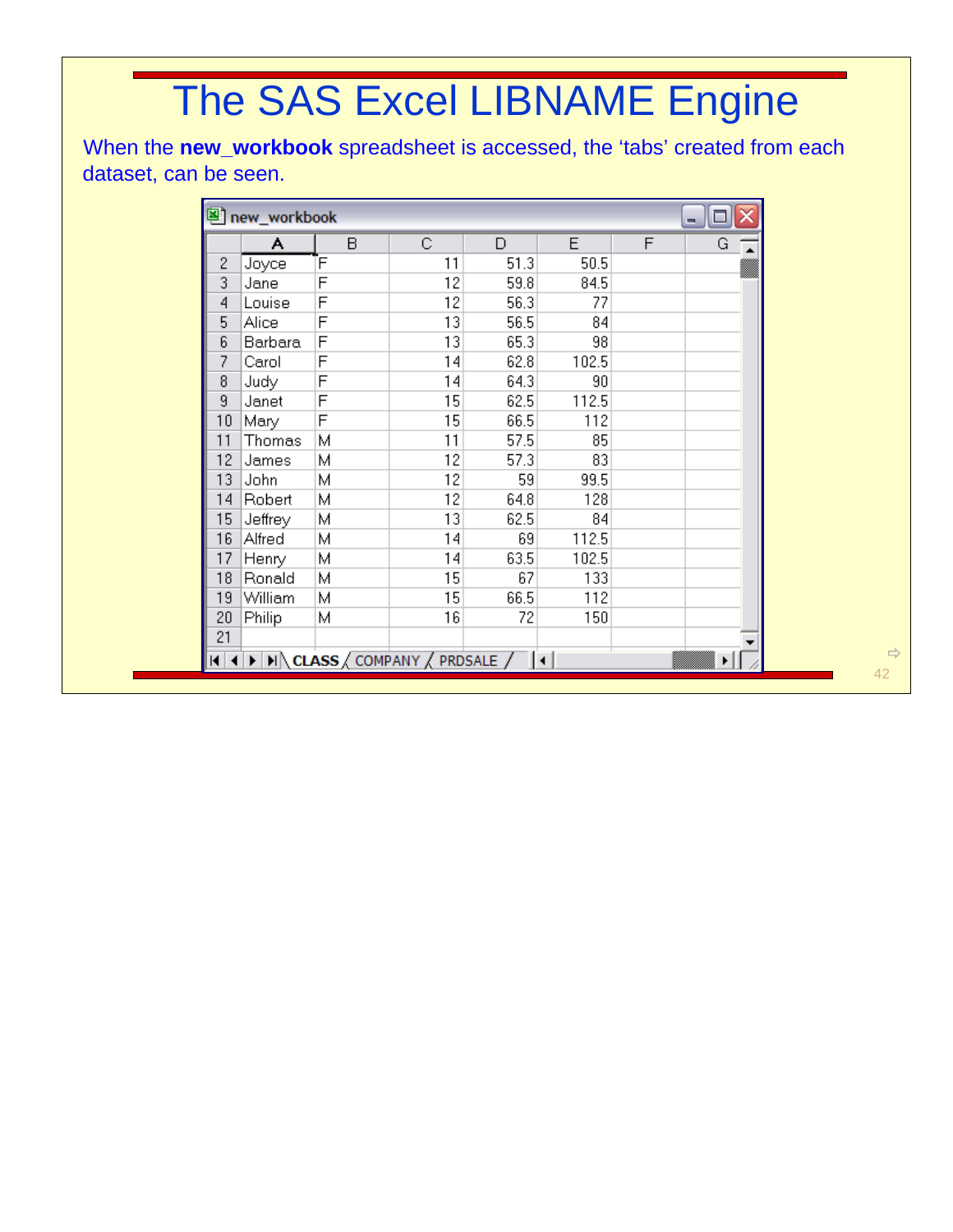# The SAS Excel LIBNAME Engine

When the **new_workbook** spreadsheet is accessed, the 'tabs' created from each dataset, can be seen.

new_workbook

| | A | B | C | D | E | F | G |
|---|---|---|---|---|---|---|---|
| 2 | Joyce | F | 11 | 51.3 | 50.5 | | |
| 3 | Jane | F | 12 | 59.8 | 84.5 | | |
| 4 | Louise | F | 12 | 56.3 | 77 | | |
| 5 | Alice | F | 13 | 56.5 | 84 | | |
| 6 | Barbara | F | 13 | 65.3 | 98 | | |
| 7 | Carol | F | 14 | 62.8 | 102.5 | | |
| 8 | Judy | F | 14 | 64.3 | 90 | | |
| 9 | Janet | F | 15 | 62.5 | 112.5 | | |
| 10 | Mary | F | 15 | 66.5 | 112 | | |
| 11 | Thomas | M | 11 | 57.5 | 85 | | |
| 12 | James | M | 12 | 57.3 | 83 | | |
| 13 | John | M | 12 | 59 | 99.5 | | |
| 14 | Robert | M | 12 | 64.8 | 128 | | |
| 15 | Jeffrey | M | 13 | 62.5 | 84 | | |
| 16 | Alfred | M | 14 | 69 | 112.5 | | |
| 17 | Henry | M | 14 | 63.5 | 102.5 | | |
| 18 | Ronald | M | 15 | 67 | 133 | | |
| 19 | William | M | 15 | 66.5 | 112 | | |
| 20 | Philip | M | 16 | 72 | 150 | | |
| 21 | | | | | | | |

Tabs: **CLASS** / COMPANY / PRDSALE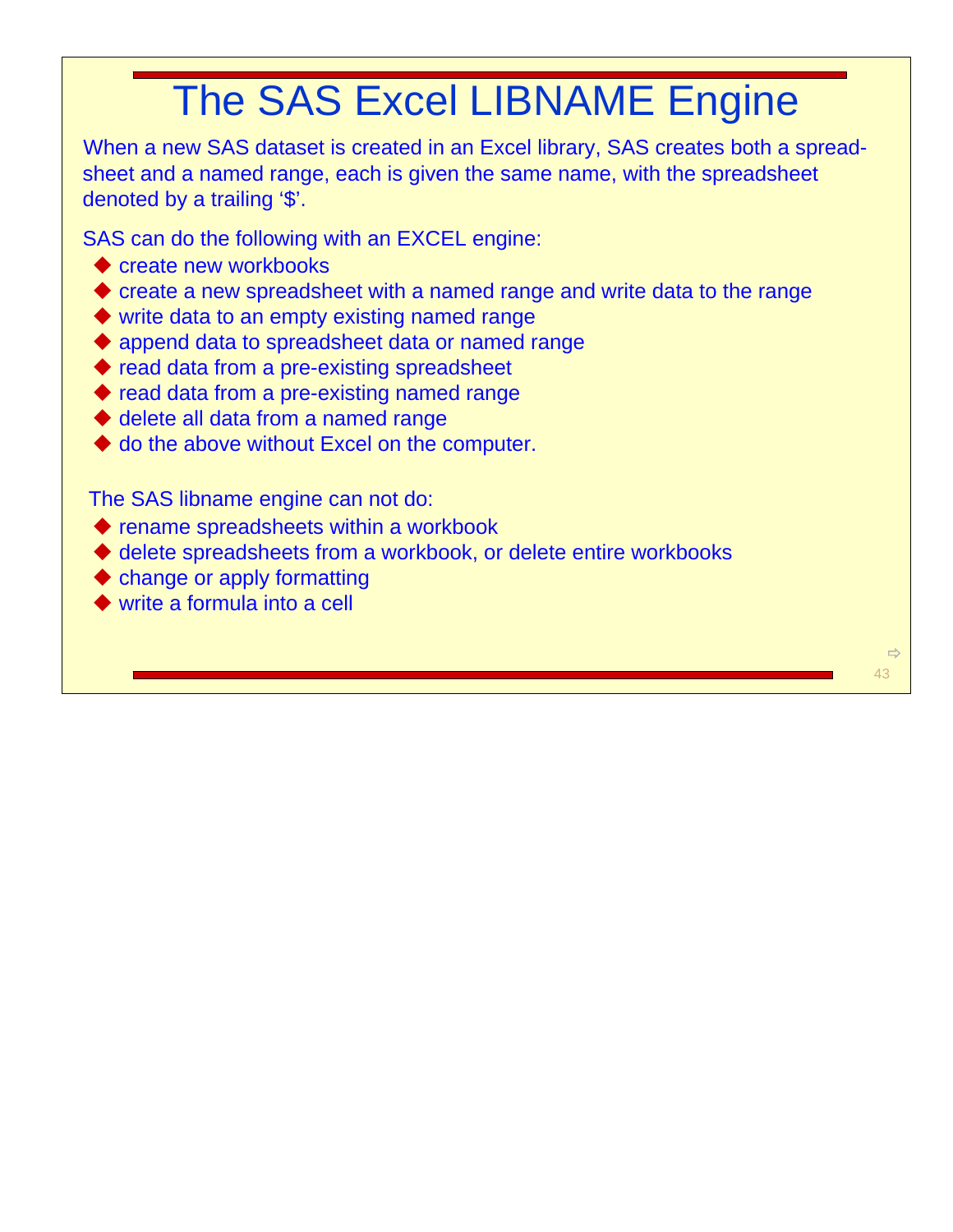# The SAS Excel LIBNAME Engine

When a new SAS dataset is created in an Excel library, SAS creates both a spread-sheet and a named range, each is given the same name, with the spreadsheet denoted by a trailing '$'.

SAS can do the following with an EXCEL engine:

- create new workbooks
- create a new spreadsheet with a named range and write data to the range
- write data to an empty existing named range
- append data to spreadsheet data or named range
- read data from a pre-existing spreadsheet
- read data from a pre-existing named range
- delete all data from a named range
- do the above without Excel on the computer.

The SAS libname engine can not do:

- rename spreadsheets within a workbook
- delete spreadsheets from a workbook, or delete entire workbooks
- change or apply formatting
- write a formula into a cell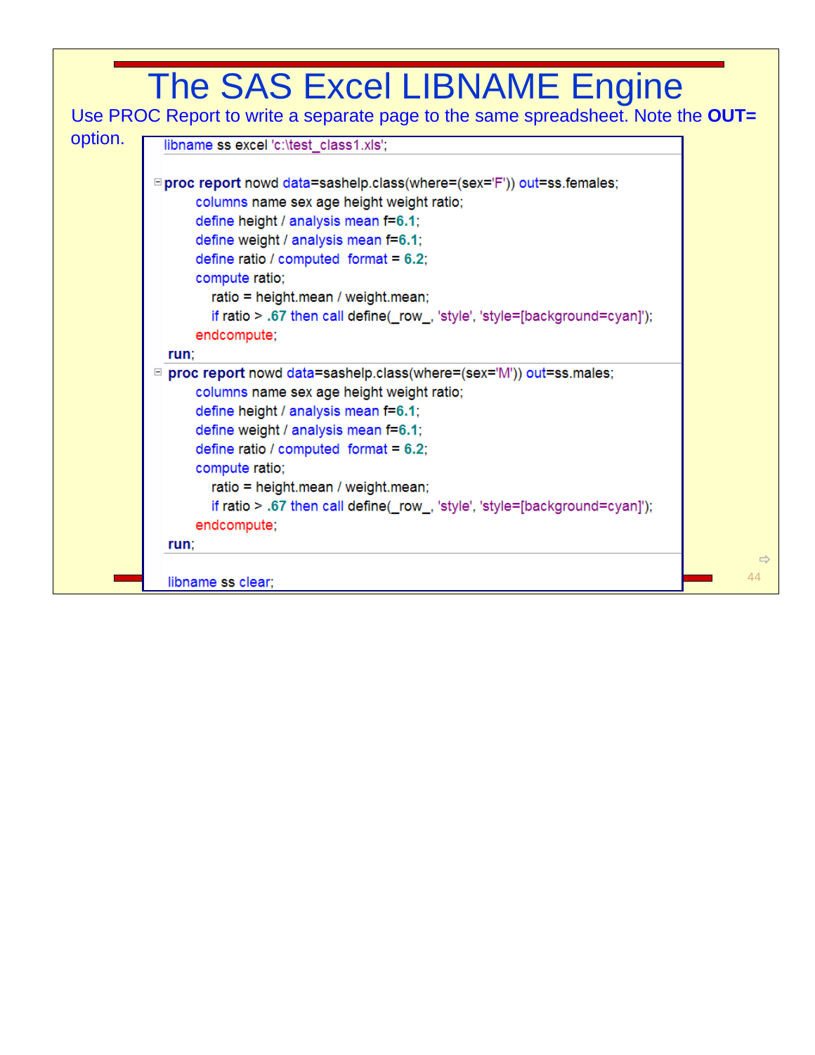# The SAS Excel LIBNAME Engine

Use PROC Report to write a separate page to the same spreadsheet. Note the **OUT=** option.

```
libname ss excel 'c:\test_class1.xls';

proc report nowd data=sashelp.class(where=(sex='F')) out=ss.females;
    columns name sex age height weight ratio;
    define height / analysis mean f=6.1;
    define weight / analysis mean f=6.1;
    define ratio / computed  format = 6.2;
    compute ratio;
      ratio = height.mean / weight.mean;
      if ratio > .67 then call define(_row_, 'style', 'style=[background=cyan]');
    endcompute;
run;
proc report nowd data=sashelp.class(where=(sex='M')) out=ss.males;
    columns name sex age height weight ratio;
    define height / analysis mean f=6.1;
    define weight / analysis mean f=6.1;
    define ratio / computed  format = 6.2;
    compute ratio;
      ratio = height.mean / weight.mean;
      if ratio > .67 then call define(_row_, 'style', 'style=[background=cyan]');
    endcompute;
run;

libname ss clear;
```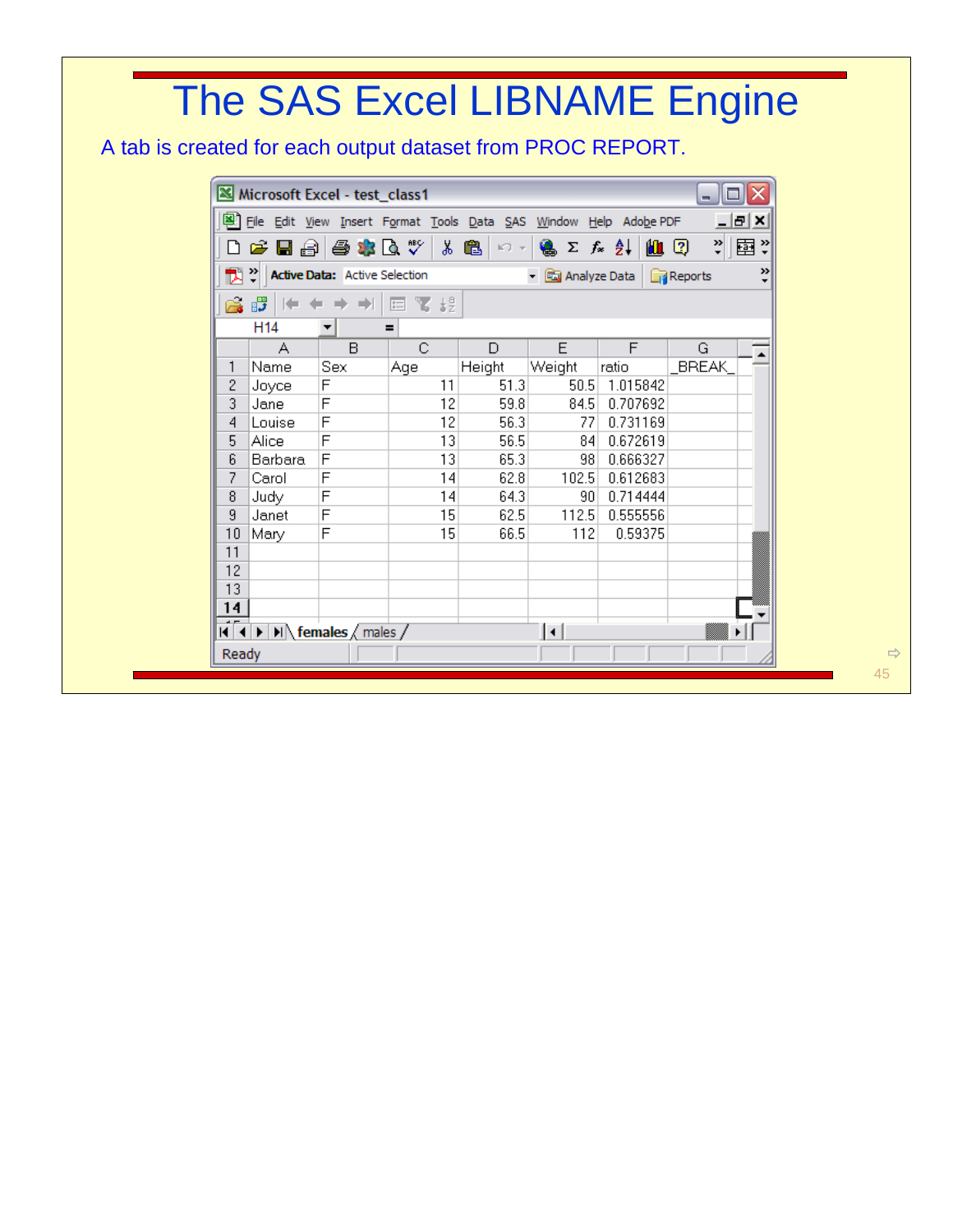# The SAS Excel LIBNAME Engine

A tab is created for each output dataset from PROC REPORT.

Microsoft Excel - test_class1

| | A | B | C | D | E | F | G |
|---|---|---|---|---|---|---|---|
| 1 | Name | Sex | Age | Height | Weight | ratio | _BREAK_ |
| 2 | Joyce | F | 11 | 51.3 | 50.5 | 1.015842 | |
| 3 | Jane | F | 12 | 59.8 | 84.5 | 0.707692 | |
| 4 | Louise | F | 12 | 56.3 | 77 | 0.731169 | |
| 5 | Alice | F | 13 | 56.5 | 84 | 0.672619 | |
| 6 | Barbara | F | 13 | 65.3 | 98 | 0.666327 | |
| 7 | Carol | F | 14 | 62.8 | 102.5 | 0.612683 | |
| 8 | Judy | F | 14 | 64.3 | 90 | 0.714444 | |
| 9 | Janet | F | 15 | 62.5 | 112.5 | 0.555556 | |
| 10 | Mary | F | 15 | 66.5 | 112 | 0.59375 | |

Tabs: females, males